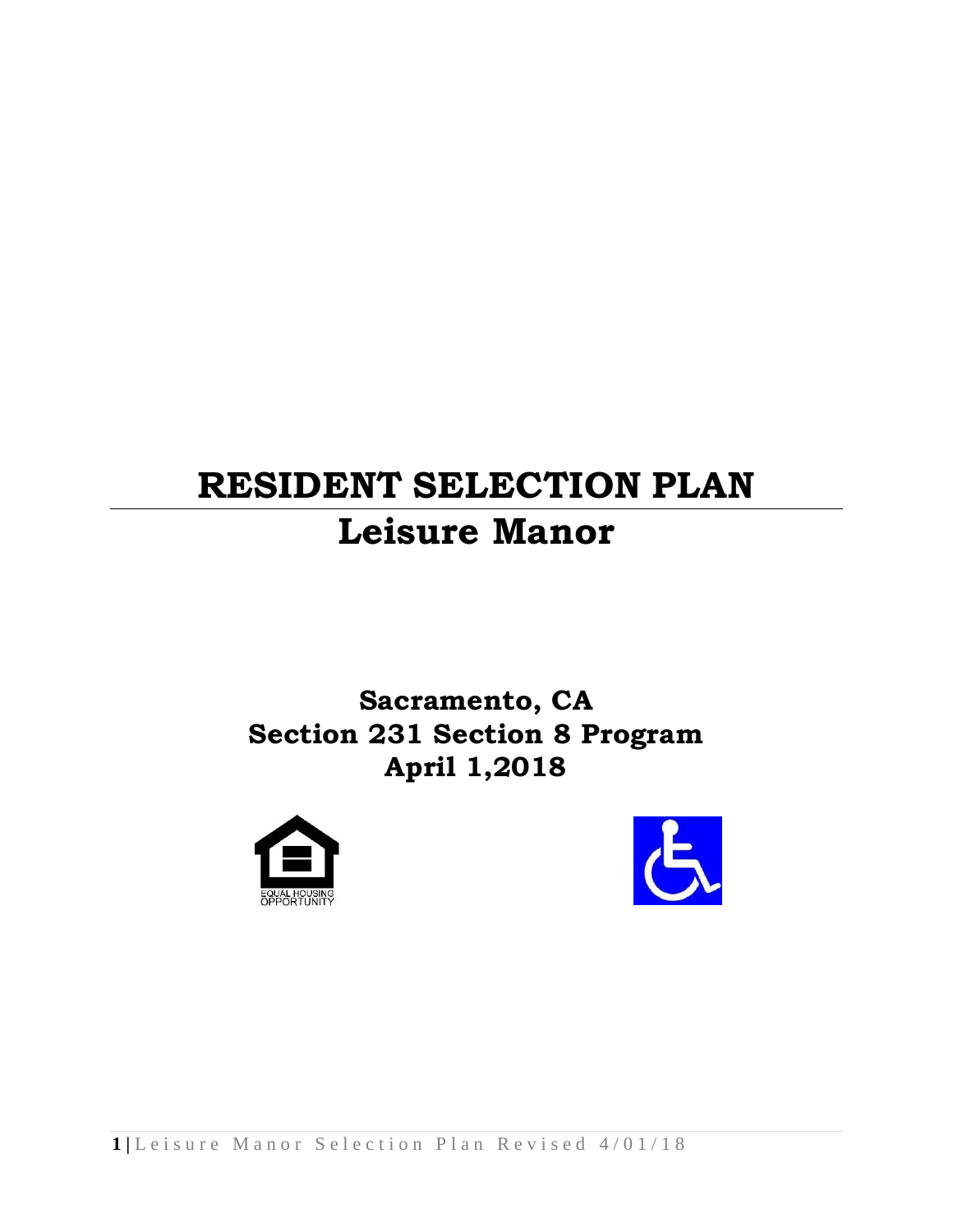# RESIDENT SELECTION PLAN

# Leisure Manor

## Sacramento, CA
## Section 231 Section 8 Program
## April 1,2018

EQUAL HOUSING OPPORTUNITY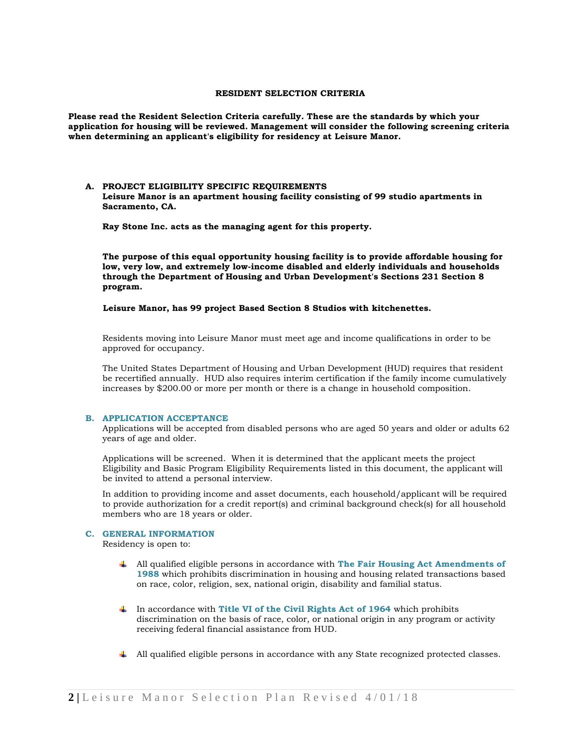## RESIDENT SELECTION CRITERIA

**Please read the Resident Selection Criteria carefully. These are the standards by which your application for housing will be reviewed. Management will consider the following screening criteria when determining an applicant's eligibility for residency at Leisure Manor.**

### A. PROJECT ELIGIBILITY SPECIFIC REQUIREMENTS

**Leisure Manor is an apartment housing facility consisting of 99 studio apartments in Sacramento, CA.**

**Ray Stone Inc. acts as the managing agent for this property.**

**The purpose of this equal opportunity housing facility is to provide affordable housing for low, very low, and extremely low-income disabled and elderly individuals and households through the Department of Housing and Urban Development's Sections 231 Section 8 program.**

**Leisure Manor, has 99 project Based Section 8 Studios with kitchenettes.**

Residents moving into Leisure Manor must meet age and income qualifications in order to be approved for occupancy.

The United States Department of Housing and Urban Development (HUD) requires that resident be recertified annually. HUD also requires interim certification if the family income cumulatively increases by $200.00 or more per month or there is a change in household composition.

### B. APPLICATION ACCEPTANCE

Applications will be accepted from disabled persons who are aged 50 years and older or adults 62 years of age and older.

Applications will be screened. When it is determined that the applicant meets the project Eligibility and Basic Program Eligibility Requirements listed in this document, the applicant will be invited to attend a personal interview.

In addition to providing income and asset documents, each household/applicant will be required to provide authorization for a credit report(s) and criminal background check(s) for all household members who are 18 years or older.

### C. GENERAL INFORMATION

Residency is open to:

- All qualified eligible persons in accordance with **The Fair Housing Act Amendments of 1988** which prohibits discrimination in housing and housing related transactions based on race, color, religion, sex, national origin, disability and familial status.
- In accordance with **Title VI of the Civil Rights Act of 1964** which prohibits discrimination on the basis of race, color, or national origin in any program or activity receiving federal financial assistance from HUD.
- All qualified eligible persons in accordance with any State recognized protected classes.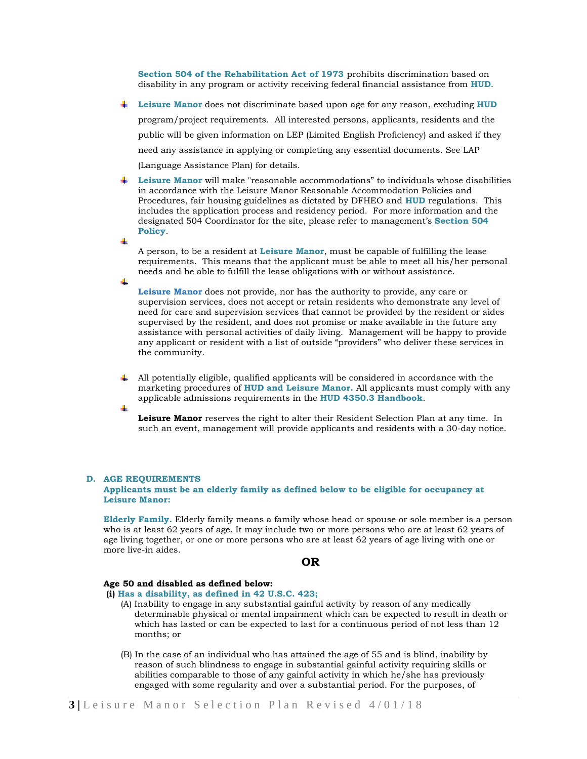**Section 504 of the Rehabilitation Act of 1973** prohibits discrimination based on disability in any program or activity receiving federal financial assistance from **HUD**.

- **Leisure Manor** does not discriminate based upon age for any reason, excluding **HUD** program/project requirements. All interested persons, applicants, residents and the public will be given information on LEP (Limited English Proficiency) and asked if they need any assistance in applying or completing any essential documents. See LAP (Language Assistance Plan) for details.
- **Leisure Manor** will make "reasonable accommodations" to individuals whose disabilities in accordance with the Leisure Manor Reasonable Accommodation Policies and Procedures, fair housing guidelines as dictated by DFHEO and **HUD** regulations. This includes the application process and residency period. For more information and the designated 504 Coordinator for the site, please refer to management's **Section 504 Policy**.
- A person, to be a resident at **Leisure Manor**, must be capable of fulfilling the lease requirements. This means that the applicant must be able to meet all his/her personal needs and be able to fulfill the lease obligations with or without assistance.
- **Leisure Manor** does not provide, nor has the authority to provide, any care or supervision services, does not accept or retain residents who demonstrate any level of need for care and supervision services that cannot be provided by the resident or aides supervised by the resident, and does not promise or make available in the future any assistance with personal activities of daily living. Management will be happy to provide any applicant or resident with a list of outside "providers" who deliver these services in the community.
- All potentially eligible, qualified applicants will be considered in accordance with the marketing procedures of **HUD and Leisure Manor.** All applicants must comply with any applicable admissions requirements in the **HUD 4350.3 Handbook**.
- **Leisure Manor** reserves the right to alter their Resident Selection Plan at any time. In such an event, management will provide applicants and residents with a 30-day notice.

## D. AGE REQUIREMENTS

**Applicants must be an elderly family as defined below to be eligible for occupancy at Leisure Manor:**

**Elderly Family.** Elderly family means a family whose head or spouse or sole member is a person who is at least 62 years of age. It may include two or more persons who are at least 62 years of age living together, or one or more persons who are at least 62 years of age living with one or more live-in aides.

**OR**

**Age 50 and disabled as defined below:**

**(i) Has a disability, as defined in 42 U.S.C. 423;**

(A) Inability to engage in any substantial gainful activity by reason of any medically determinable physical or mental impairment which can be expected to result in death or which has lasted or can be expected to last for a continuous period of not less than 12 months; or

(B) In the case of an individual who has attained the age of 55 and is blind, inability by reason of such blindness to engage in substantial gainful activity requiring skills or abilities comparable to those of any gainful activity in which he/she has previously engaged with some regularity and over a substantial period. For the purposes, of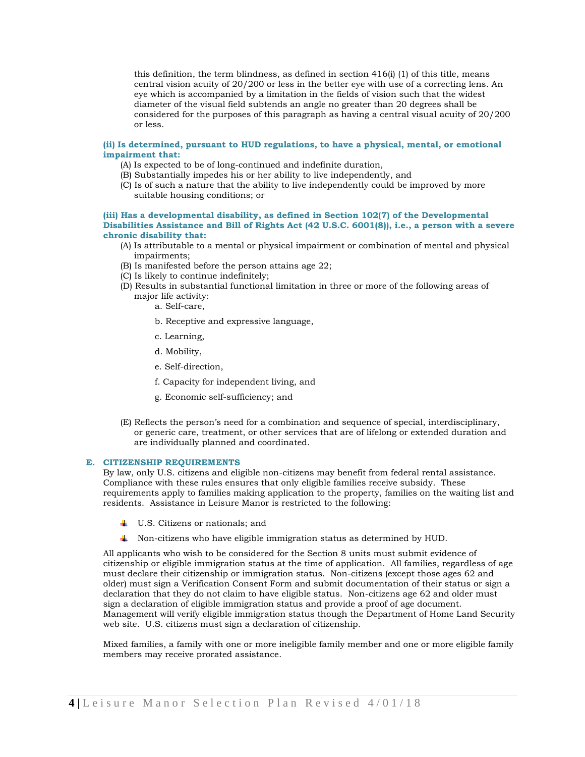this definition, the term blindness, as defined in section 416(i) (1) of this title, means central vision acuity of 20/200 or less in the better eye with use of a correcting lens. An eye which is accompanied by a limitation in the fields of vision such that the widest diameter of the visual field subtends an angle no greater than 20 degrees shall be considered for the purposes of this paragraph as having a central visual acuity of 20/200 or less.

**(ii) Is determined, pursuant to HUD regulations, to have a physical, mental, or emotional impairment that:**

(A) Is expected to be of long-continued and indefinite duration,
(B) Substantially impedes his or her ability to live independently, and
(C) Is of such a nature that the ability to live independently could be improved by more suitable housing conditions; or

**(iii) Has a developmental disability, as defined in Section 102(7) of the Developmental Disabilities Assistance and Bill of Rights Act (42 U.S.C. 6001(8)), i.e., a person with a severe chronic disability that:**

(A) Is attributable to a mental or physical impairment or combination of mental and physical impairments;
(B) Is manifested before the person attains age 22;
(C) Is likely to continue indefinitely;
(D) Results in substantial functional limitation in three or more of the following areas of major life activity:

a. Self-care,

b. Receptive and expressive language,

c. Learning,

d. Mobility,

e. Self-direction,

f. Capacity for independent living, and

g. Economic self-sufficiency; and

(E) Reflects the person's need for a combination and sequence of special, interdisciplinary, or generic care, treatment, or other services that are of lifelong or extended duration and are individually planned and coordinated.

## E. CITIZENSHIP REQUIREMENTS

By law, only U.S. citizens and eligible non-citizens may benefit from federal rental assistance. Compliance with these rules ensures that only eligible families receive subsidy. These requirements apply to families making application to the property, families on the waiting list and residents. Assistance in Leisure Manor is restricted to the following:

- U.S. Citizens or nationals; and
- Non-citizens who have eligible immigration status as determined by HUD.

All applicants who wish to be considered for the Section 8 units must submit evidence of citizenship or eligible immigration status at the time of application. All families, regardless of age must declare their citizenship or immigration status. Non-citizens (except those ages 62 and older) must sign a Verification Consent Form and submit documentation of their status or sign a declaration that they do not claim to have eligible status. Non-citizens age 62 and older must sign a declaration of eligible immigration status and provide a proof of age document. Management will verify eligible immigration status though the Department of Home Land Security web site. U.S. citizens must sign a declaration of citizenship.

Mixed families, a family with one or more ineligible family member and one or more eligible family members may receive prorated assistance.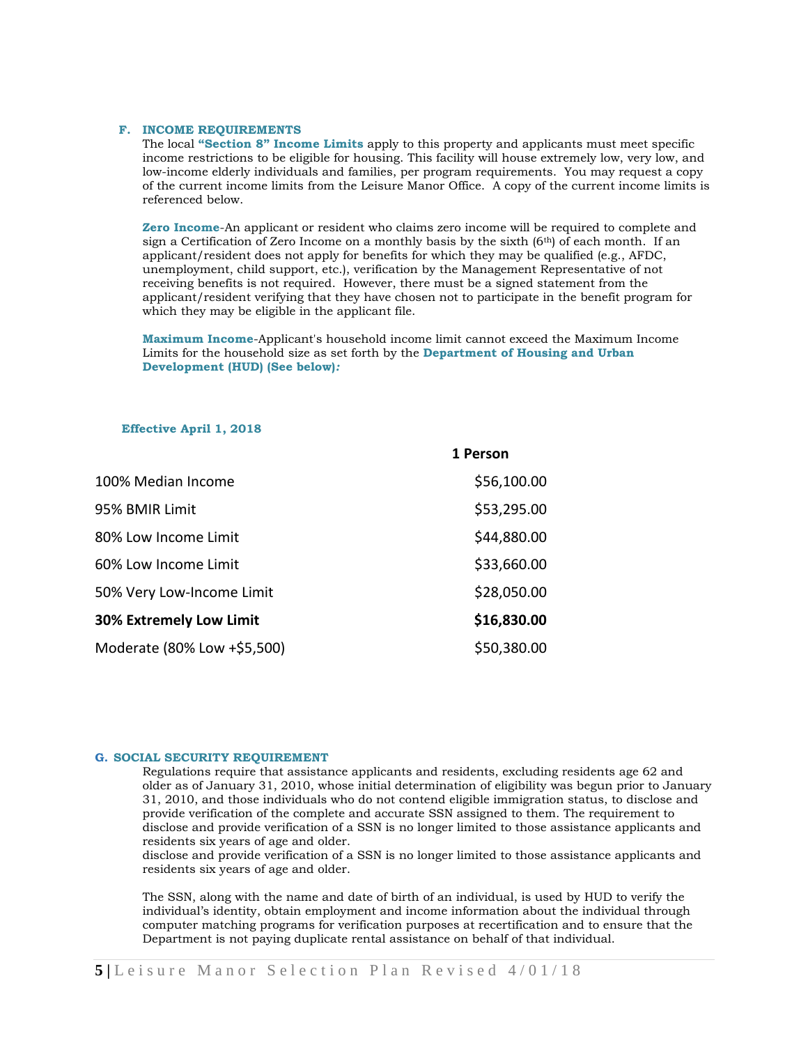### F. INCOME REQUIREMENTS

The local **"Section 8" Income Limits** apply to this property and applicants must meet specific income restrictions to be eligible for housing. This facility will house extremely low, very low, and low-income elderly individuals and families, per program requirements. You may request a copy of the current income limits from the Leisure Manor Office. A copy of the current income limits is referenced below.

**Zero Income**-An applicant or resident who claims zero income will be required to complete and sign a Certification of Zero Income on a monthly basis by the sixth (6th) of each month. If an applicant/resident does not apply for benefits for which they may be qualified (e.g., AFDC, unemployment, child support, etc.), verification by the Management Representative of not receiving benefits is not required. However, there must be a signed statement from the applicant/resident verifying that they have chosen not to participate in the benefit program for which they may be eligible in the applicant file.

**Maximum Income**-Applicant's household income limit cannot exceed the Maximum Income Limits for the household size as set forth by the **Department of Housing and Urban Development (HUD) (See below)*:***

**Effective April 1, 2018**

| | 1 Person |
|---|---|
| 100% Median Income | $56,100.00 |
| 95% BMIR Limit | $53,295.00 |
| 80% Low Income Limit | $44,880.00 |
| 60% Low Income Limit | $33,660.00 |
| 50% Very Low-Income Limit | $28,050.00 |
| **30% Extremely Low Limit** | **$16,830.00** |
| Moderate (80% Low +$5,500) | $50,380.00 |

### G. SOCIAL SECURITY REQUIREMENT

Regulations require that assistance applicants and residents, excluding residents age 62 and older as of January 31, 2010, whose initial determination of eligibility was begun prior to January 31, 2010, and those individuals who do not contend eligible immigration status, to disclose and provide verification of the complete and accurate SSN assigned to them. The requirement to disclose and provide verification of a SSN is no longer limited to those assistance applicants and residents six years of age and older.
disclose and provide verification of a SSN is no longer limited to those assistance applicants and residents six years of age and older.

The SSN, along with the name and date of birth of an individual, is used by HUD to verify the individual's identity, obtain employment and income information about the individual through computer matching programs for verification purposes at recertification and to ensure that the Department is not paying duplicate rental assistance on behalf of that individual.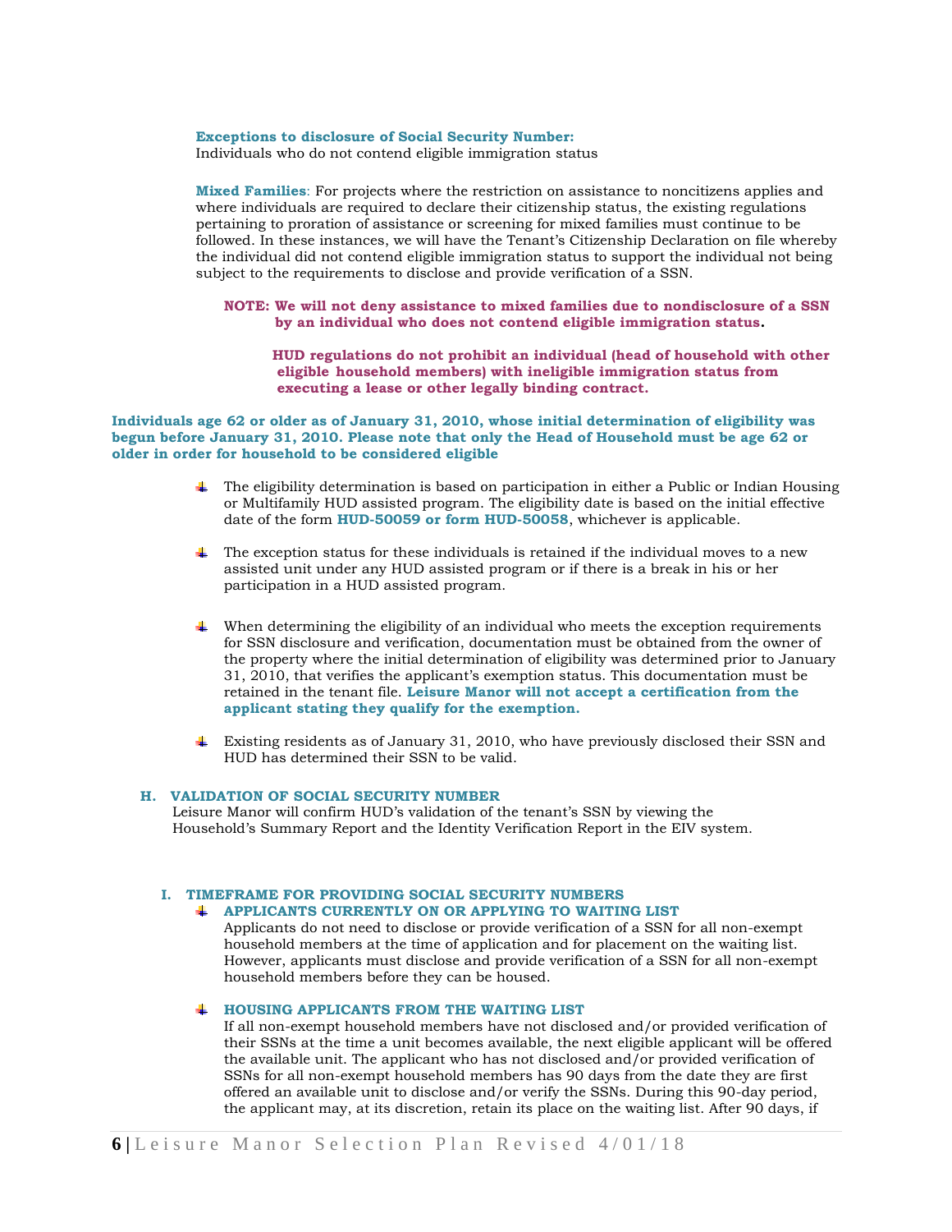**Exceptions to disclosure of Social Security Number:**
Individuals who do not contend eligible immigration status

**Mixed Families**: For projects where the restriction on assistance to noncitizens applies and where individuals are required to declare their citizenship status, the existing regulations pertaining to proration of assistance or screening for mixed families must continue to be followed. In these instances, we will have the Tenant's Citizenship Declaration on file whereby the individual did not contend eligible immigration status to support the individual not being subject to the requirements to disclose and provide verification of a SSN.

**NOTE: We will not deny assistance to mixed families due to nondisclosure of a SSN by an individual who does not contend eligible immigration status.**

**HUD regulations do not prohibit an individual (head of household with other eligible household members) with ineligible immigration status from executing a lease or other legally binding contract.**

**Individuals age 62 or older as of January 31, 2010, whose initial determination of eligibility was begun before January 31, 2010. Please note that only the Head of Household must be age 62 or older in order for household to be considered eligible**

- The eligibility determination is based on participation in either a Public or Indian Housing or Multifamily HUD assisted program. The eligibility date is based on the initial effective date of the form **HUD-50059 or form HUD-50058**, whichever is applicable.
- The exception status for these individuals is retained if the individual moves to a new assisted unit under any HUD assisted program or if there is a break in his or her participation in a HUD assisted program.
- When determining the eligibility of an individual who meets the exception requirements for SSN disclosure and verification, documentation must be obtained from the owner of the property where the initial determination of eligibility was determined prior to January 31, 2010, that verifies the applicant's exemption status. This documentation must be retained in the tenant file. **Leisure Manor will not accept a certification from the applicant stating they qualify for the exemption.**
- Existing residents as of January 31, 2010, who have previously disclosed their SSN and HUD has determined their SSN to be valid.

## H. VALIDATION OF SOCIAL SECURITY NUMBER

Leisure Manor will confirm HUD's validation of the tenant's SSN by viewing the Household's Summary Report and the Identity Verification Report in the EIV system.

## I. TIMEFRAME FOR PROVIDING SOCIAL SECURITY NUMBERS

- **APPLICANTS CURRENTLY ON OR APPLYING TO WAITING LIST**
  Applicants do not need to disclose or provide verification of a SSN for all non-exempt household members at the time of application and for placement on the waiting list. However, applicants must disclose and provide verification of a SSN for all non-exempt household members before they can be housed.

- **HOUSING APPLICANTS FROM THE WAITING LIST**
  If all non-exempt household members have not disclosed and/or provided verification of their SSNs at the time a unit becomes available, the next eligible applicant will be offered the available unit. The applicant who has not disclosed and/or provided verification of SSNs for all non-exempt household members has 90 days from the date they are first offered an available unit to disclose and/or verify the SSNs. During this 90-day period, the applicant may, at its discretion, retain its place on the waiting list. After 90 days, if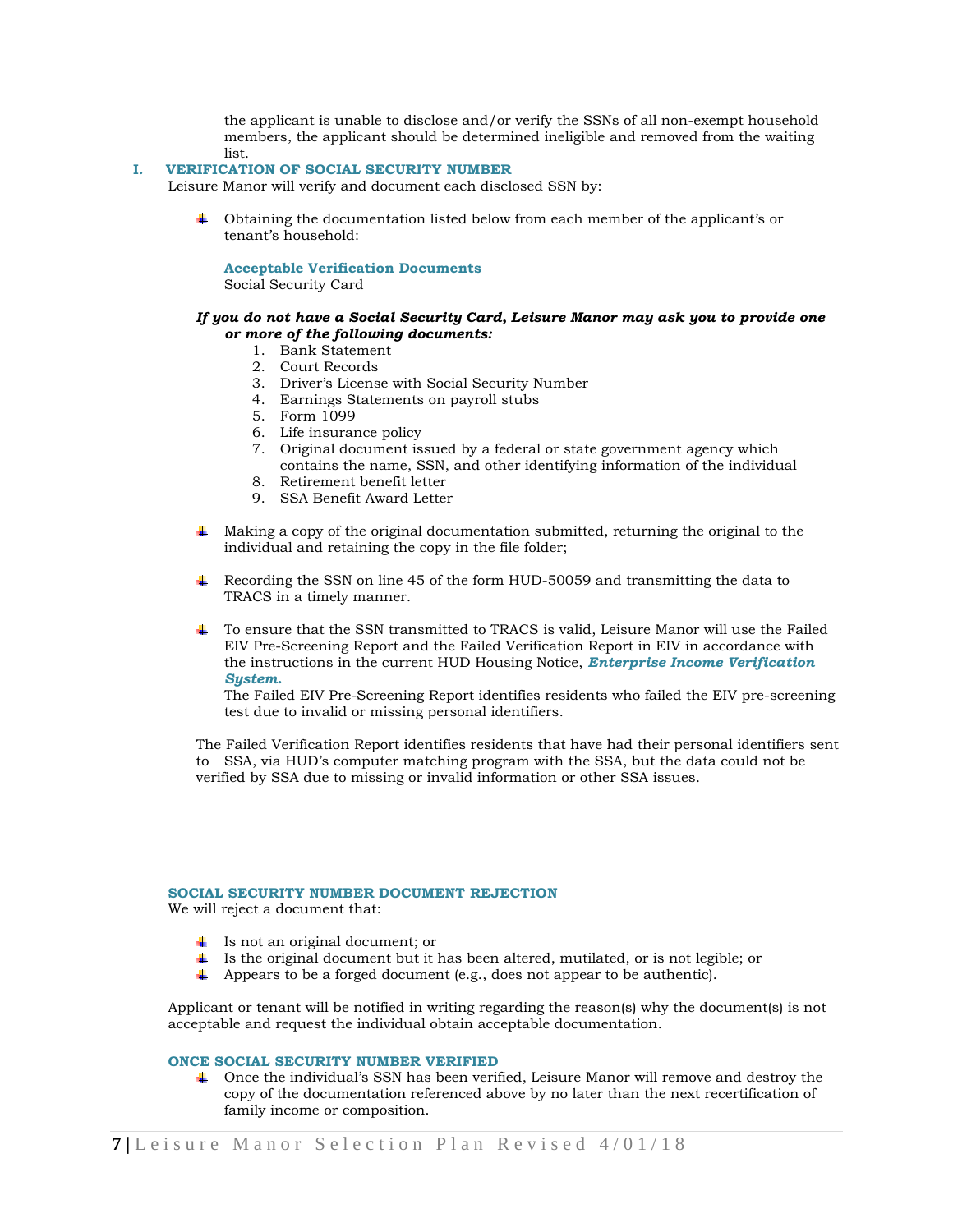the applicant is unable to disclose and/or verify the SSNs of all non-exempt household members, the applicant should be determined ineligible and removed from the waiting list.

## I. VERIFICATION OF SOCIAL SECURITY NUMBER

Leisure Manor will verify and document each disclosed SSN by:

- Obtaining the documentation listed below from each member of the applicant's or tenant's household:

  **Acceptable Verification Documents**
  Social Security Card

***If you do not have a Social Security Card, Leisure Manor may ask you to provide one or more of the following documents:***

1. Bank Statement
2. Court Records
3. Driver's License with Social Security Number
4. Earnings Statements on payroll stubs
5. Form 1099
6. Life insurance policy
7. Original document issued by a federal or state government agency which contains the name, SSN, and other identifying information of the individual
8. Retirement benefit letter
9. SSA Benefit Award Letter

- Making a copy of the original documentation submitted, returning the original to the individual and retaining the copy in the file folder;

- Recording the SSN on line 45 of the form HUD-50059 and transmitting the data to TRACS in a timely manner.

- To ensure that the SSN transmitted to TRACS is valid, Leisure Manor will use the Failed EIV Pre-Screening Report and the Failed Verification Report in EIV in accordance with the instructions in the current HUD Housing Notice, ***Enterprise Income Verification System.***
  The Failed EIV Pre-Screening Report identifies residents who failed the EIV pre-screening test due to invalid or missing personal identifiers.

The Failed Verification Report identifies residents that have had their personal identifiers sent to SSA, via HUD's computer matching program with the SSA, but the data could not be verified by SSA due to missing or invalid information or other SSA issues.

### SOCIAL SECURITY NUMBER DOCUMENT REJECTION

We will reject a document that:

- Is not an original document; or
- Is the original document but it has been altered, mutilated, or is not legible; or
- Appears to be a forged document (e.g., does not appear to be authentic).

Applicant or tenant will be notified in writing regarding the reason(s) why the document(s) is not acceptable and request the individual obtain acceptable documentation.

### ONCE SOCIAL SECURITY NUMBER VERIFIED

- Once the individual's SSN has been verified, Leisure Manor will remove and destroy the copy of the documentation referenced above by no later than the next recertification of family income or composition.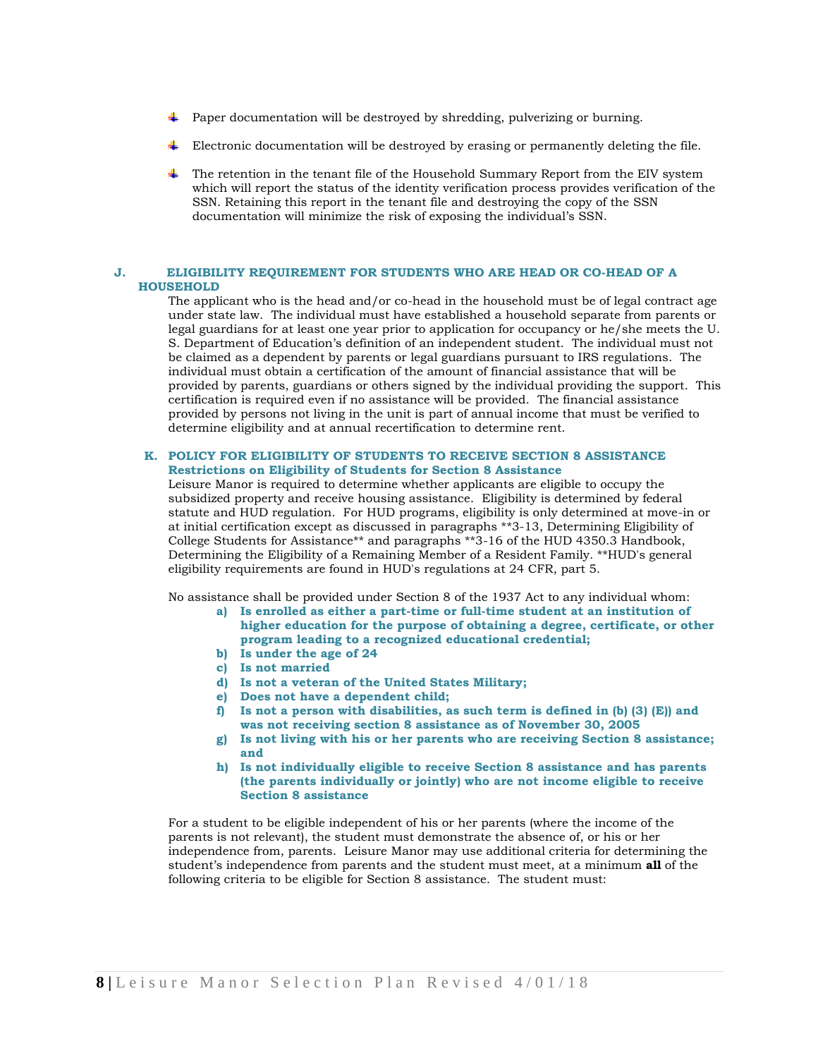- Paper documentation will be destroyed by shredding, pulverizing or burning.
- Electronic documentation will be destroyed by erasing or permanently deleting the file.
- The retention in the tenant file of the Household Summary Report from the EIV system which will report the status of the identity verification process provides verification of the SSN. Retaining this report in the tenant file and destroying the copy of the SSN documentation will minimize the risk of exposing the individual's SSN.

## J. ELIGIBILITY REQUIREMENT FOR STUDENTS WHO ARE HEAD OR CO-HEAD OF A HOUSEHOLD

The applicant who is the head and/or co-head in the household must be of legal contract age under state law. The individual must have established a household separate from parents or legal guardians for at least one year prior to application for occupancy or he/she meets the U. S. Department of Education's definition of an independent student. The individual must not be claimed as a dependent by parents or legal guardians pursuant to IRS regulations. The individual must obtain a certification of the amount of financial assistance that will be provided by parents, guardians or others signed by the individual providing the support. This certification is required even if no assistance will be provided. The financial assistance provided by persons not living in the unit is part of annual income that must be verified to determine eligibility and at annual recertification to determine rent.

## K. POLICY FOR ELIGIBILITY OF STUDENTS TO RECEIVE SECTION 8 ASSISTANCE

**Restrictions on Eligibility of Students for Section 8 Assistance**

Leisure Manor is required to determine whether applicants are eligible to occupy the subsidized property and receive housing assistance. Eligibility is determined by federal statute and HUD regulation. For HUD programs, eligibility is only determined at move-in or at initial certification except as discussed in paragraphs **3-13, Determining Eligibility of College Students for Assistance** and paragraphs **3-16 of the HUD 4350.3 Handbook, Determining the Eligibility of a Remaining Member of a Resident Family. **HUD's general eligibility requirements are found in HUD's regulations at 24 CFR, part 5.

No assistance shall be provided under Section 8 of the 1937 Act to any individual whom:

a) **Is enrolled as either a part-time or full-time student at an institution of higher education for the purpose of obtaining a degree, certificate, or other program leading to a recognized educational credential;**
b) **Is under the age of 24**
c) **Is not married**
d) **Is not a veteran of the United States Military;**
e) **Does not have a dependent child;**
f) **Is not a person with disabilities, as such term is defined in (b) (3) (E)) and was not receiving section 8 assistance as of November 30, 2005**
g) **Is not living with his or her parents who are receiving Section 8 assistance; and**
h) **Is not individually eligible to receive Section 8 assistance and has parents (the parents individually or jointly) who are not income eligible to receive Section 8 assistance**

For a student to be eligible independent of his or her parents (where the income of the parents is not relevant), the student must demonstrate the absence of, or his or her independence from, parents. Leisure Manor may use additional criteria for determining the student's independence from parents and the student must meet, at a minimum **all** of the following criteria to be eligible for Section 8 assistance. The student must: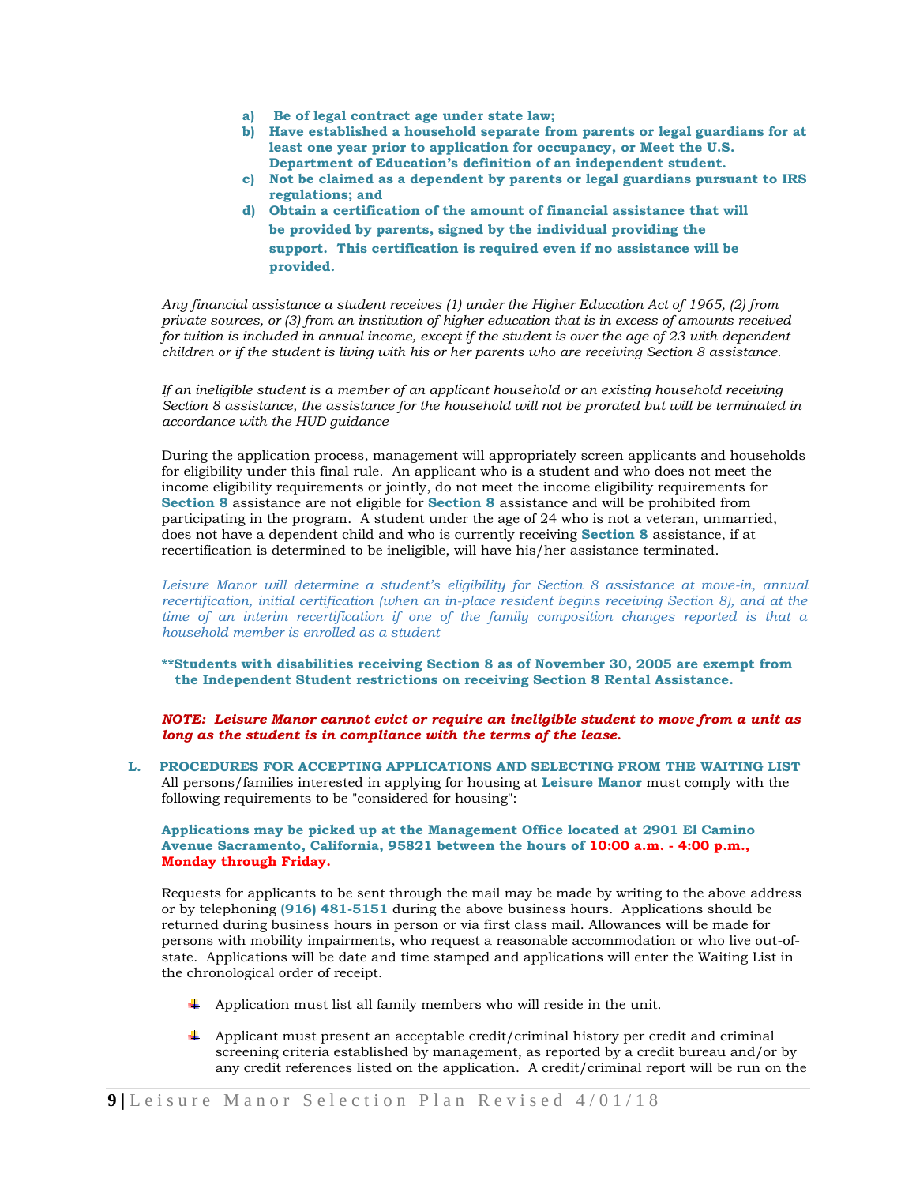a) **Be of legal contract age under state law;**
b) **Have established a household separate from parents or legal guardians for at least one year prior to application for occupancy, or Meet the U.S. Department of Education's definition of an independent student.**
c) **Not be claimed as a dependent by parents or legal guardians pursuant to IRS regulations; and**
d) **Obtain a certification of the amount of financial assistance that will be provided by parents, signed by the individual providing the support. This certification is required even if no assistance will be provided.**

*Any financial assistance a student receives (1) under the Higher Education Act of 1965, (2) from private sources, or (3) from an institution of higher education that is in excess of amounts received for tuition is included in annual income, except if the student is over the age of 23 with dependent children or if the student is living with his or her parents who are receiving Section 8 assistance.*

*If an ineligible student is a member of an applicant household or an existing household receiving Section 8 assistance, the assistance for the household will not be prorated but will be terminated in accordance with the HUD guidance*

During the application process, management will appropriately screen applicants and households for eligibility under this final rule. An applicant who is a student and who does not meet the income eligibility requirements or jointly, do not meet the income eligibility requirements for **Section 8** assistance are not eligible for **Section 8** assistance and will be prohibited from participating in the program. A student under the age of 24 who is not a veteran, unmarried, does not have a dependent child and who is currently receiving **Section 8** assistance, if at recertification is determined to be ineligible, will have his/her assistance terminated.

*Leisure Manor will determine a student's eligibility for Section 8 assistance at move-in, annual recertification, initial certification (when an in-place resident begins receiving Section 8), and at the time of an interim recertification if one of the family composition changes reported is that a household member is enrolled as a student*

**\*\*Students with disabilities receiving Section 8 as of November 30, 2005 are exempt from the Independent Student restrictions on receiving Section 8 Rental Assistance.**

***NOTE: Leisure Manor cannot evict or require an ineligible student to move from a unit as long as the student is in compliance with the terms of the lease.***

## L. PROCEDURES FOR ACCEPTING APPLICATIONS AND SELECTING FROM THE WAITING LIST

All persons/families interested in applying for housing at **Leisure Manor** must comply with the following requirements to be "considered for housing":

**Applications may be picked up at the Management Office located at 2901 El Camino Avenue Sacramento, California, 95821 between the hours of 10:00 a.m. - 4:00 p.m., Monday through Friday.**

Requests for applicants to be sent through the mail may be made by writing to the above address or by telephoning **(916) 481-5151** during the above business hours. Applications should be returned during business hours in person or via first class mail. Allowances will be made for persons with mobility impairments, who request a reasonable accommodation or who live out-of-state. Applications will be date and time stamped and applications will enter the Waiting List in the chronological order of receipt.

- Application must list all family members who will reside in the unit.
- Applicant must present an acceptable credit/criminal history per credit and criminal screening criteria established by management, as reported by a credit bureau and/or by any credit references listed on the application. A credit/criminal report will be run on the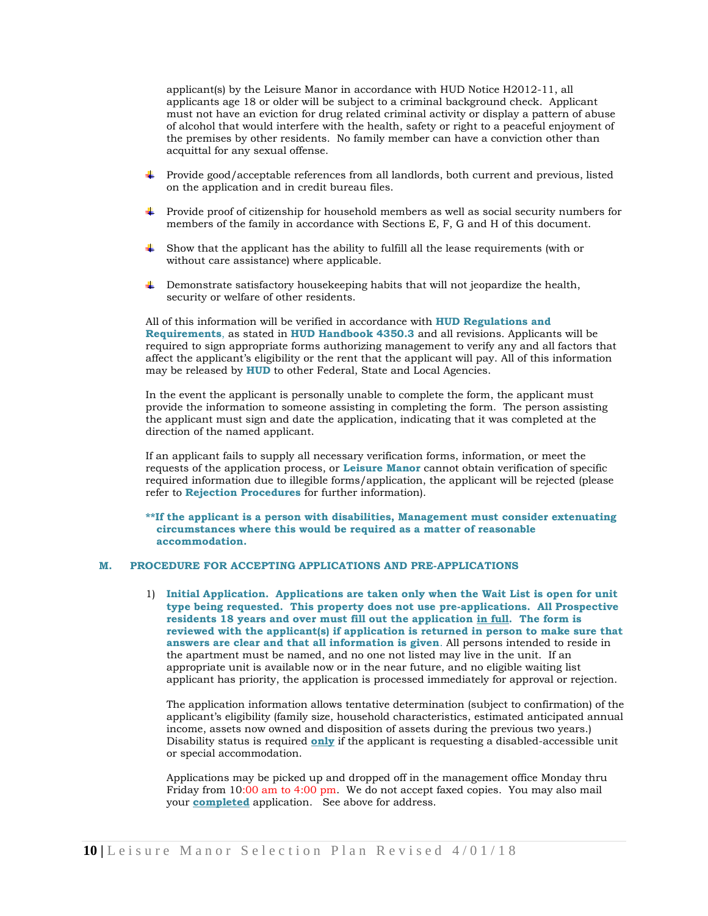applicant(s) by the Leisure Manor in accordance with HUD Notice H2012-11, all applicants age 18 or older will be subject to a criminal background check. Applicant must not have an eviction for drug related criminal activity or display a pattern of abuse of alcohol that would interfere with the health, safety or right to a peaceful enjoyment of the premises by other residents. No family member can have a conviction other than acquittal for any sexual offense.

- Provide good/acceptable references from all landlords, both current and previous, listed on the application and in credit bureau files.
- Provide proof of citizenship for household members as well as social security numbers for members of the family in accordance with Sections E, F, G and H of this document.
- Show that the applicant has the ability to fulfill all the lease requirements (with or without care assistance) where applicable.
- Demonstrate satisfactory housekeeping habits that will not jeopardize the health, security or welfare of other residents.

All of this information will be verified in accordance with **HUD Regulations and Requirements**, as stated in **HUD Handbook 4350.3** and all revisions. Applicants will be required to sign appropriate forms authorizing management to verify any and all factors that affect the applicant's eligibility or the rent that the applicant will pay. All of this information may be released by **HUD** to other Federal, State and Local Agencies.

In the event the applicant is personally unable to complete the form, the applicant must provide the information to someone assisting in completing the form. The person assisting the applicant must sign and date the application, indicating that it was completed at the direction of the named applicant.

If an applicant fails to supply all necessary verification forms, information, or meet the requests of the application process, or **Leisure Manor** cannot obtain verification of specific required information due to illegible forms/application, the applicant will be rejected (please refer to **Rejection Procedures** for further information).

****If the applicant is a person with disabilities, Management must consider extenuating circumstances where this would be required as a matter of reasonable accommodation.**

## M. PROCEDURE FOR ACCEPTING APPLICATIONS AND PRE-APPLICATIONS

1) **Initial Application. Applications are taken only when the Wait List is open for unit type being requested. This property does not use pre-applications. All Prospective residents 18 years and over must fill out the application <u>in full</u>. The form is reviewed with the applicant(s) if application is returned in person to make sure that answers are clear and that all information is given**. All persons intended to reside in the apartment must be named, and no one not listed may live in the unit. If an appropriate unit is available now or in the near future, and no eligible waiting list applicant has priority, the application is processed immediately for approval or rejection.

   The application information allows tentative determination (subject to confirmation) of the applicant's eligibility (family size, household characteristics, estimated anticipated annual income, assets now owned and disposition of assets during the previous two years.) Disability status is required <u>**only**</u> if the applicant is requesting a disabled-accessible unit or special accommodation.

   Applications may be picked up and dropped off in the management office Monday thru Friday from 10:00 am to 4:00 pm. We do not accept faxed copies. You may also mail your <u>**completed**</u> application. See above for address.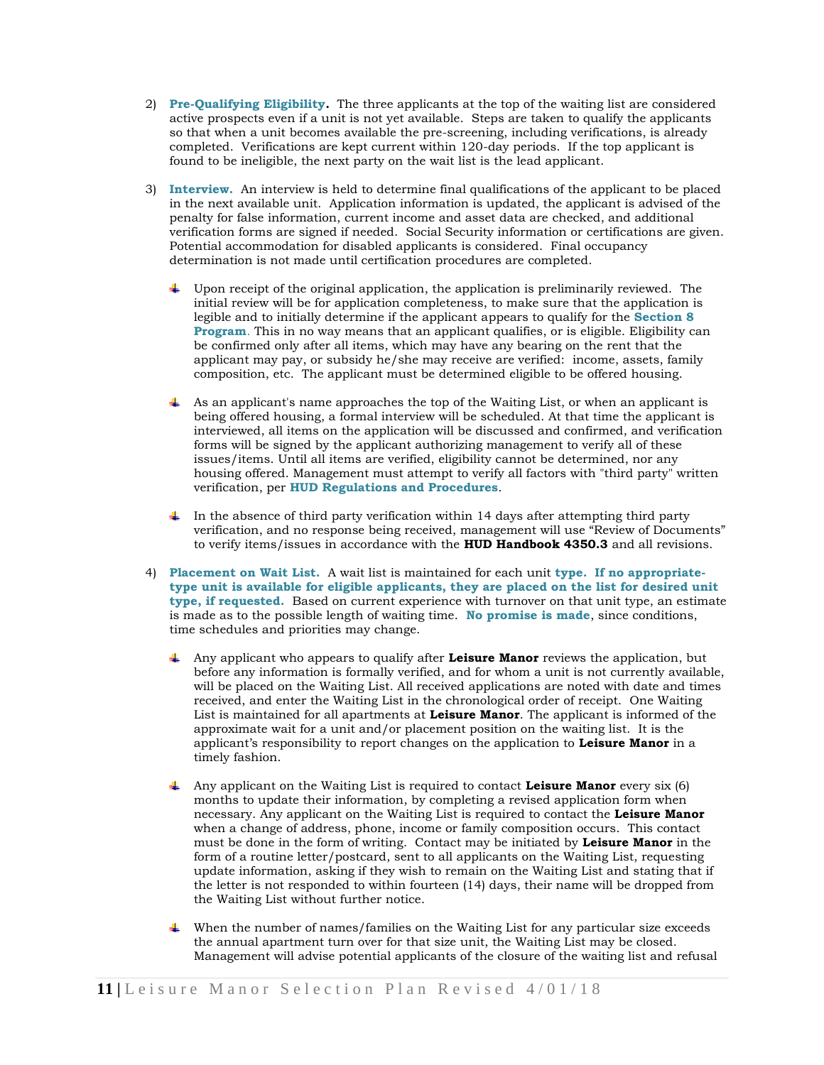2) **Pre-Qualifying Eligibility.** The three applicants at the top of the waiting list are considered active prospects even if a unit is not yet available. Steps are taken to qualify the applicants so that when a unit becomes available the pre-screening, including verifications, is already completed. Verifications are kept current within 120-day periods. If the top applicant is found to be ineligible, the next party on the wait list is the lead applicant.

3) **Interview.** An interview is held to determine final qualifications of the applicant to be placed in the next available unit. Application information is updated, the applicant is advised of the penalty for false information, current income and asset data are checked, and additional verification forms are signed if needed. Social Security information or certifications are given. Potential accommodation for disabled applicants is considered. Final occupancy determination is not made until certification procedures are completed.

   - Upon receipt of the original application, the application is preliminarily reviewed. The initial review will be for application completeness, to make sure that the application is legible and to initially determine if the applicant appears to qualify for the **Section 8 Program**. This in no way means that an applicant qualifies, or is eligible. Eligibility can be confirmed only after all items, which may have any bearing on the rent that the applicant may pay, or subsidy he/she may receive are verified: income, assets, family composition, etc. The applicant must be determined eligible to be offered housing.

   - As an applicant's name approaches the top of the Waiting List, or when an applicant is being offered housing, a formal interview will be scheduled. At that time the applicant is interviewed, all items on the application will be discussed and confirmed, and verification forms will be signed by the applicant authorizing management to verify all of these issues/items. Until all items are verified, eligibility cannot be determined, nor any housing offered. Management must attempt to verify all factors with "third party" written verification, per **HUD Regulations and Procedures**.

   - In the absence of third party verification within 14 days after attempting third party verification, and no response being received, management will use "Review of Documents" to verify items/issues in accordance with the **HUD Handbook 4350.3** and all revisions.

4) **Placement on Wait List.** A wait list is maintained for each unit **type. If no appropriate-type unit is available for eligible applicants, they are placed on the list for desired unit type, if requested.** Based on current experience with turnover on that unit type, an estimate is made as to the possible length of waiting time. **No promise is made**, since conditions, time schedules and priorities may change.

   - Any applicant who appears to qualify after **Leisure Manor** reviews the application, but before any information is formally verified, and for whom a unit is not currently available, will be placed on the Waiting List. All received applications are noted with date and times received, and enter the Waiting List in the chronological order of receipt. One Waiting List is maintained for all apartments at **Leisure Manor**. The applicant is informed of the approximate wait for a unit and/or placement position on the waiting list. It is the applicant's responsibility to report changes on the application to **Leisure Manor** in a timely fashion.

   - Any applicant on the Waiting List is required to contact **Leisure Manor** every six (6) months to update their information, by completing a revised application form when necessary. Any applicant on the Waiting List is required to contact the **Leisure Manor** when a change of address, phone, income or family composition occurs. This contact must be done in the form of writing. Contact may be initiated by **Leisure Manor** in the form of a routine letter/postcard, sent to all applicants on the Waiting List, requesting update information, asking if they wish to remain on the Waiting List and stating that if the letter is not responded to within fourteen (14) days, their name will be dropped from the Waiting List without further notice.

   - When the number of names/families on the Waiting List for any particular size exceeds the annual apartment turn over for that size unit, the Waiting List may be closed. Management will advise potential applicants of the closure of the waiting list and refusal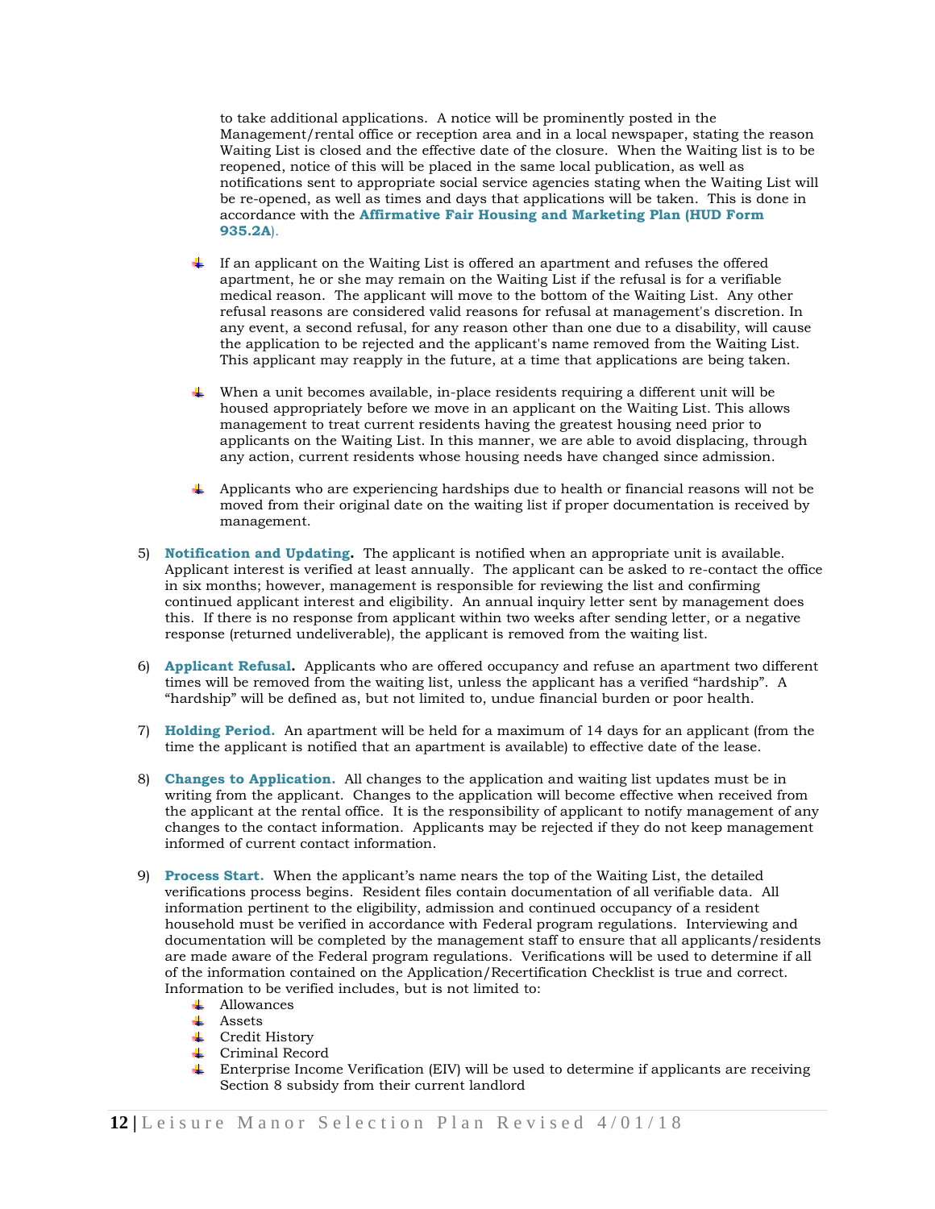to take additional applications. A notice will be prominently posted in the Management/rental office or reception area and in a local newspaper, stating the reason Waiting List is closed and the effective date of the closure. When the Waiting list is to be reopened, notice of this will be placed in the same local publication, as well as notifications sent to appropriate social service agencies stating when the Waiting List will be re-opened, as well as times and days that applications will be taken. This is done in accordance with the **Affirmative Fair Housing and Marketing Plan (HUD Form 935.2A**).

- If an applicant on the Waiting List is offered an apartment and refuses the offered apartment, he or she may remain on the Waiting List if the refusal is for a verifiable medical reason. The applicant will move to the bottom of the Waiting List. Any other refusal reasons are considered valid reasons for refusal at management's discretion. In any event, a second refusal, for any reason other than one due to a disability, will cause the application to be rejected and the applicant's name removed from the Waiting List. This applicant may reapply in the future, at a time that applications are being taken.

- When a unit becomes available, in-place residents requiring a different unit will be housed appropriately before we move in an applicant on the Waiting List. This allows management to treat current residents having the greatest housing need prior to applicants on the Waiting List. In this manner, we are able to avoid displacing, through any action, current residents whose housing needs have changed since admission.

- Applicants who are experiencing hardships due to health or financial reasons will not be moved from their original date on the waiting list if proper documentation is received by management.

5) **Notification and Updating.** The applicant is notified when an appropriate unit is available. Applicant interest is verified at least annually. The applicant can be asked to re-contact the office in six months; however, management is responsible for reviewing the list and confirming continued applicant interest and eligibility. An annual inquiry letter sent by management does this. If there is no response from applicant within two weeks after sending letter, or a negative response (returned undeliverable), the applicant is removed from the waiting list.

6) **Applicant Refusal.** Applicants who are offered occupancy and refuse an apartment two different times will be removed from the waiting list, unless the applicant has a verified "hardship". A "hardship" will be defined as, but not limited to, undue financial burden or poor health.

7) **Holding Period.** An apartment will be held for a maximum of 14 days for an applicant (from the time the applicant is notified that an apartment is available) to effective date of the lease.

8) **Changes to Application.** All changes to the application and waiting list updates must be in writing from the applicant. Changes to the application will become effective when received from the applicant at the rental office. It is the responsibility of applicant to notify management of any changes to the contact information. Applicants may be rejected if they do not keep management informed of current contact information.

9) **Process Start.** When the applicant's name nears the top of the Waiting List, the detailed verifications process begins. Resident files contain documentation of all verifiable data. All information pertinent to the eligibility, admission and continued occupancy of a resident household must be verified in accordance with Federal program regulations. Interviewing and documentation will be completed by the management staff to ensure that all applicants/residents are made aware of the Federal program regulations. Verifications will be used to determine if all of the information contained on the Application/Recertification Checklist is true and correct. Information to be verified includes, but is not limited to:
   - Allowances
   - Assets
   - Credit History
   - Criminal Record
   - Enterprise Income Verification (EIV) will be used to determine if applicants are receiving Section 8 subsidy from their current landlord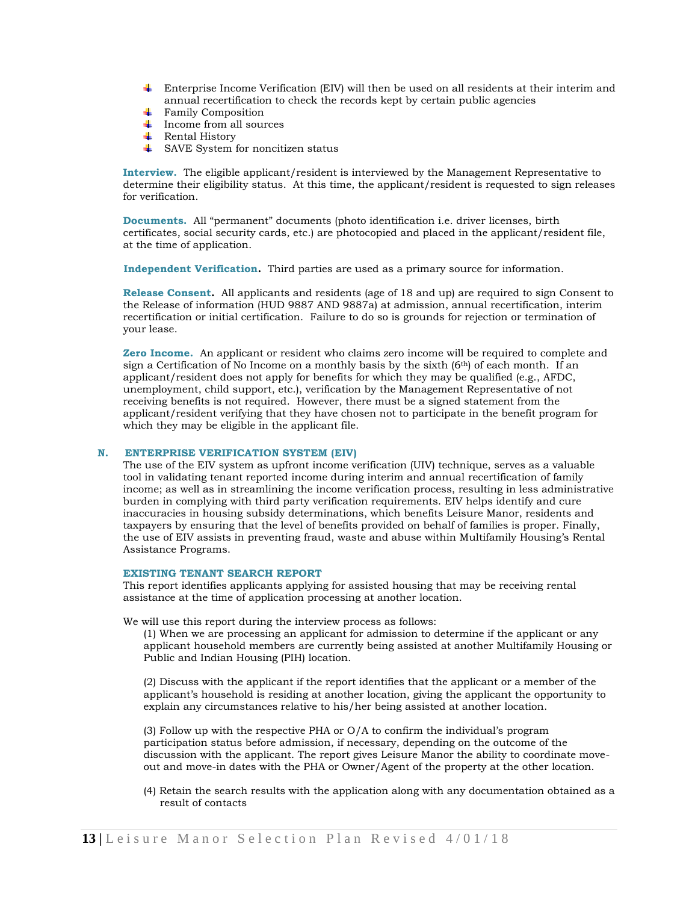- Enterprise Income Verification (EIV) will then be used on all residents at their interim and annual recertification to check the records kept by certain public agencies
- Family Composition
- Income from all sources
- Rental History
- SAVE System for noncitizen status

**Interview.** The eligible applicant/resident is interviewed by the Management Representative to determine their eligibility status. At this time, the applicant/resident is requested to sign releases for verification.

**Documents.** All "permanent" documents (photo identification i.e. driver licenses, birth certificates, social security cards, etc.) are photocopied and placed in the applicant/resident file, at the time of application.

**Independent Verification.** Third parties are used as a primary source for information.

**Release Consent.** All applicants and residents (age of 18 and up) are required to sign Consent to the Release of information (HUD 9887 AND 9887a) at admission, annual recertification, interim recertification or initial certification. Failure to do so is grounds for rejection or termination of your lease.

**Zero Income.** An applicant or resident who claims zero income will be required to complete and sign a Certification of No Income on a monthly basis by the sixth (6th) of each month. If an applicant/resident does not apply for benefits for which they may be qualified (e.g., AFDC, unemployment, child support, etc.), verification by the Management Representative of not receiving benefits is not required. However, there must be a signed statement from the applicant/resident verifying that they have chosen not to participate in the benefit program for which they may be eligible in the applicant file.

## N. ENTERPRISE VERIFICATION SYSTEM (EIV)

The use of the EIV system as upfront income verification (UIV) technique, serves as a valuable tool in validating tenant reported income during interim and annual recertification of family income; as well as in streamlining the income verification process, resulting in less administrative burden in complying with third party verification requirements. EIV helps identify and cure inaccuracies in housing subsidy determinations, which benefits Leisure Manor, residents and taxpayers by ensuring that the level of benefits provided on behalf of families is proper. Finally, the use of EIV assists in preventing fraud, waste and abuse within Multifamily Housing's Rental Assistance Programs.

### EXISTING TENANT SEARCH REPORT

This report identifies applicants applying for assisted housing that may be receiving rental assistance at the time of application processing at another location.

We will use this report during the interview process as follows:

(1) When we are processing an applicant for admission to determine if the applicant or any applicant household members are currently being assisted at another Multifamily Housing or Public and Indian Housing (PIH) location.

(2) Discuss with the applicant if the report identifies that the applicant or a member of the applicant's household is residing at another location, giving the applicant the opportunity to explain any circumstances relative to his/her being assisted at another location.

(3) Follow up with the respective PHA or O/A to confirm the individual's program participation status before admission, if necessary, depending on the outcome of the discussion with the applicant. The report gives Leisure Manor the ability to coordinate move-out and move-in dates with the PHA or Owner/Agent of the property at the other location.

(4) Retain the search results with the application along with any documentation obtained as a result of contacts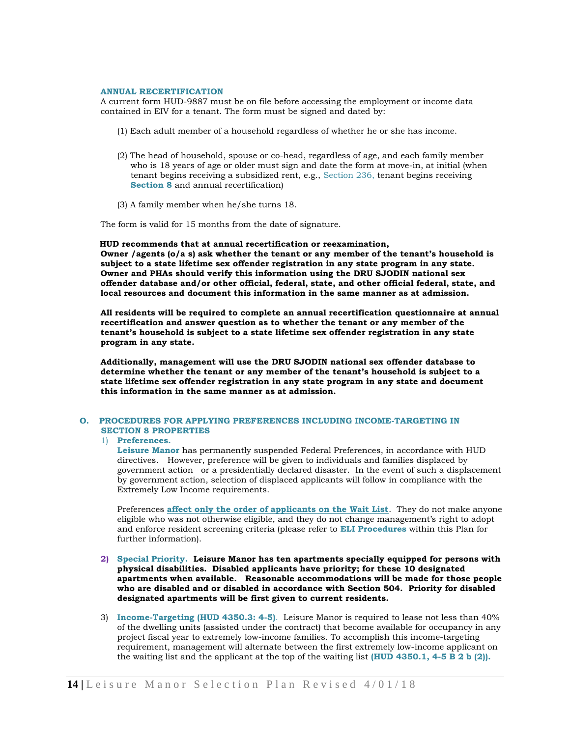### ANNUAL RECERTIFICATION

A current form HUD-9887 must be on file before accessing the employment or income data contained in EIV for a tenant. The form must be signed and dated by:

(1) Each adult member of a household regardless of whether he or she has income.

(2) The head of household, spouse or co-head, regardless of age, and each family member who is 18 years of age or older must sign and date the form at move-in, at initial (when tenant begins receiving a subsidized rent, e.g., Section 236, tenant begins receiving **Section 8** and annual recertification)

(3) A family member when he/she turns 18.

The form is valid for 15 months from the date of signature.

**HUD recommends that at annual recertification or reexamination, Owner /agents (o/a s) ask whether the tenant or any member of the tenant's household is subject to a state lifetime sex offender registration in any state program in any state. Owner and PHAs should verify this information using the DRU SJODIN national sex offender database and/or other official, federal, state, and other official federal, state, and local resources and document this information in the same manner as at admission.**

**All residents will be required to complete an annual recertification questionnaire at annual recertification and answer question as to whether the tenant or any member of the tenant's household is subject to a state lifetime sex offender registration in any state program in any state.**

**Additionally, management will use the DRU SJODIN national sex offender database to determine whether the tenant or any member of the tenant's household is subject to a state lifetime sex offender registration in any state program in any state and document this information in the same manner as at admission.**

## O. PROCEDURES FOR APPLYING PREFERENCES INCLUDING INCOME-TARGETING IN SECTION 8 PROPERTIES

1) **Preferences.**
**Leisure Manor** has permanently suspended Federal Preferences, in accordance with HUD directives. However, preference will be given to individuals and families displaced by government action or a presidentially declared disaster. In the event of such a displacement by government action, selection of displaced applicants will follow in compliance with the Extremely Low Income requirements.

Preferences **affect only the order of applicants on the Wait List**. They do not make anyone eligible who was not otherwise eligible, and they do not change management's right to adopt and enforce resident screening criteria (please refer to **ELI Procedures** within this Plan for further information).

2) **Special Priority. Leisure Manor has ten apartments specially equipped for persons with physical disabilities. Disabled applicants have priority; for these 10 designated apartments when available. Reasonable accommodations will be made for those people who are disabled and or disabled in accordance with Section 504. Priority for disabled designated apartments will be first given to current residents.**

3) **Income-Targeting (HUD 4350.3: 4-5)**. Leisure Manor is required to lease not less than 40% of the dwelling units (assisted under the contract) that become available for occupancy in any project fiscal year to extremely low-income families. To accomplish this income-targeting requirement, management will alternate between the first extremely low-income applicant on the waiting list and the applicant at the top of the waiting list **(HUD 4350.1, 4-5 B 2 b (2)).**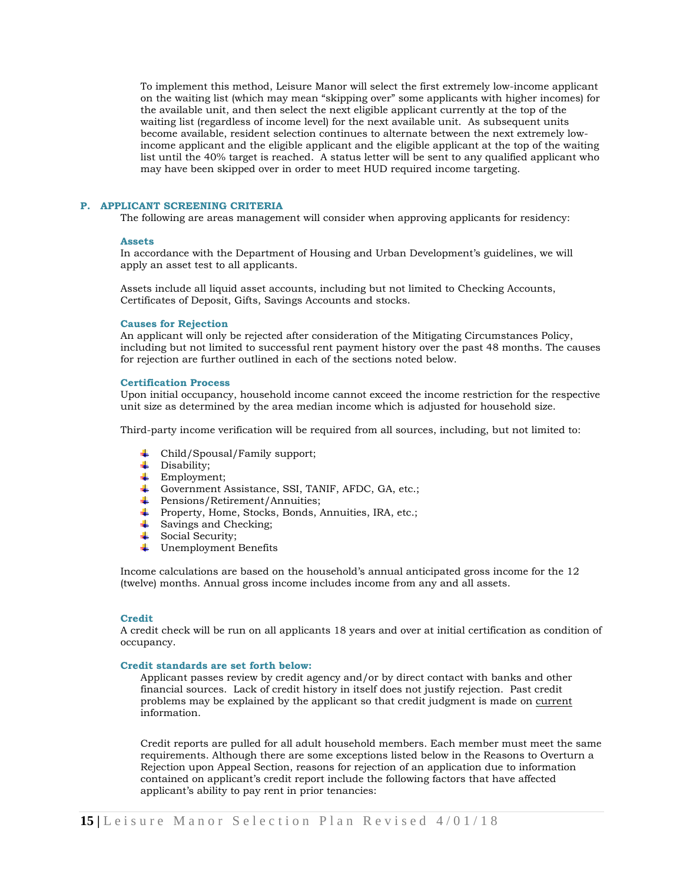To implement this method, Leisure Manor will select the first extremely low-income applicant on the waiting list (which may mean "skipping over" some applicants with higher incomes) for the available unit, and then select the next eligible applicant currently at the top of the waiting list (regardless of income level) for the next available unit. As subsequent units become available, resident selection continues to alternate between the next extremely low-income applicant and the eligible applicant and the eligible applicant at the top of the waiting list until the 40% target is reached. A status letter will be sent to any qualified applicant who may have been skipped over in order to meet HUD required income targeting.

## P. APPLICANT SCREENING CRITERIA

The following are areas management will consider when approving applicants for residency:

### Assets

In accordance with the Department of Housing and Urban Development's guidelines, we will apply an asset test to all applicants.

Assets include all liquid asset accounts, including but not limited to Checking Accounts, Certificates of Deposit, Gifts, Savings Accounts and stocks.

### Causes for Rejection

An applicant will only be rejected after consideration of the Mitigating Circumstances Policy, including but not limited to successful rent payment history over the past 48 months. The causes for rejection are further outlined in each of the sections noted below.

### Certification Process

Upon initial occupancy, household income cannot exceed the income restriction for the respective unit size as determined by the area median income which is adjusted for household size.

Third-party income verification will be required from all sources, including, but not limited to:

- Child/Spousal/Family support;
- Disability;
- Employment;
- Government Assistance, SSI, TANIF, AFDC, GA, etc.;
- Pensions/Retirement/Annuities;
- Property, Home, Stocks, Bonds, Annuities, IRA, etc.;
- Savings and Checking;
- Social Security;
- Unemployment Benefits

Income calculations are based on the household's annual anticipated gross income for the 12 (twelve) months. Annual gross income includes income from any and all assets.

### Credit

A credit check will be run on all applicants 18 years and over at initial certification as condition of occupancy.

### Credit standards are set forth below:

Applicant passes review by credit agency and/or by direct contact with banks and other financial sources. Lack of credit history in itself does not justify rejection. Past credit problems may be explained by the applicant so that credit judgment is made on <u>current</u> information.

Credit reports are pulled for all adult household members. Each member must meet the same requirements. Although there are some exceptions listed below in the Reasons to Overturn a Rejection upon Appeal Section, reasons for rejection of an application due to information contained on applicant's credit report include the following factors that have affected applicant's ability to pay rent in prior tenancies: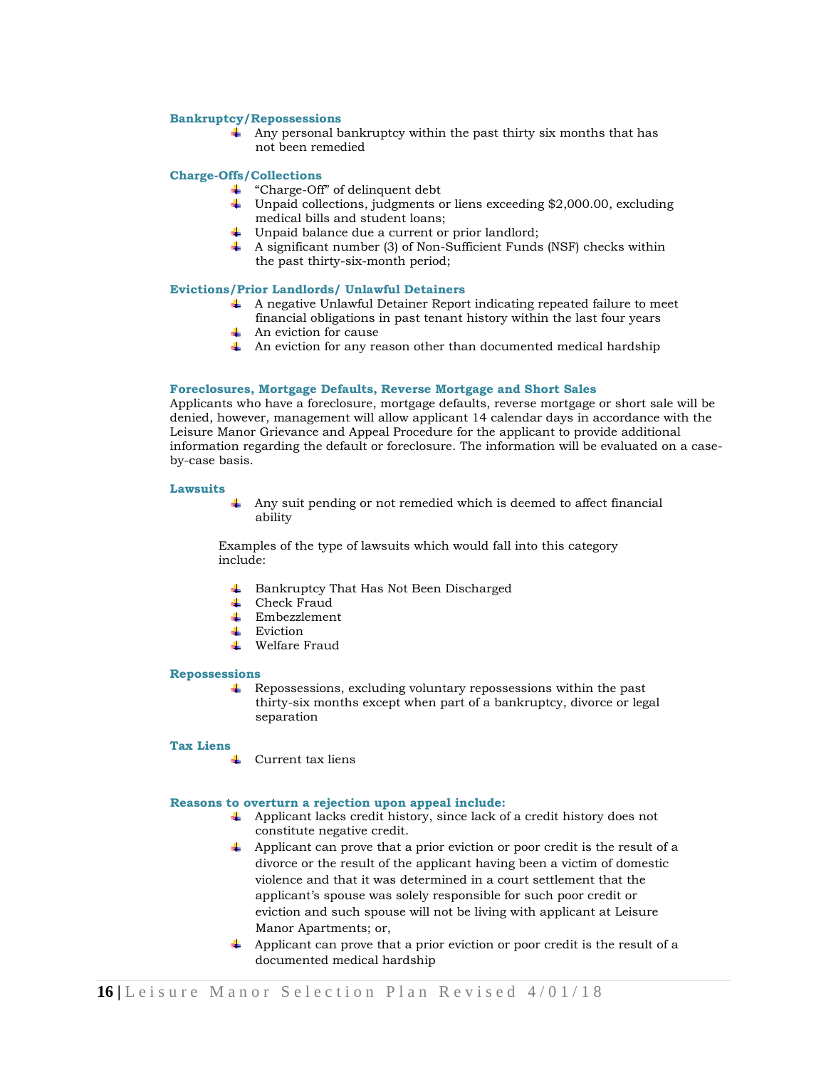#### Bankruptcy/Repossessions

- Any personal bankruptcy within the past thirty six months that has not been remedied

#### Charge-Offs/Collections

- "Charge-Off" of delinquent debt
- Unpaid collections, judgments or liens exceeding $2,000.00, excluding medical bills and student loans;
- Unpaid balance due a current or prior landlord;
- A significant number (3) of Non-Sufficient Funds (NSF) checks within the past thirty-six-month period;

#### Evictions/Prior Landlords/ Unlawful Detainers

- A negative Unlawful Detainer Report indicating repeated failure to meet financial obligations in past tenant history within the last four years
- An eviction for cause
- An eviction for any reason other than documented medical hardship

#### Foreclosures, Mortgage Defaults, Reverse Mortgage and Short Sales

Applicants who have a foreclosure, mortgage defaults, reverse mortgage or short sale will be denied, however, management will allow applicant 14 calendar days in accordance with the Leisure Manor Grievance and Appeal Procedure for the applicant to provide additional information regarding the default or foreclosure. The information will be evaluated on a case-by-case basis.

#### Lawsuits

- Any suit pending or not remedied which is deemed to affect financial ability

Examples of the type of lawsuits which would fall into this category include:

- Bankruptcy That Has Not Been Discharged
- Check Fraud
- Embezzlement
- Eviction
- Welfare Fraud

#### Repossessions

- Repossessions, excluding voluntary repossessions within the past thirty-six months except when part of a bankruptcy, divorce or legal separation

#### Tax Liens

- Current tax liens

#### Reasons to overturn a rejection upon appeal include:

- Applicant lacks credit history, since lack of a credit history does not constitute negative credit.
- Applicant can prove that a prior eviction or poor credit is the result of a divorce or the result of the applicant having been a victim of domestic violence and that it was determined in a court settlement that the applicant's spouse was solely responsible for such poor credit or eviction and such spouse will not be living with applicant at Leisure Manor Apartments; or,
- Applicant can prove that a prior eviction or poor credit is the result of a documented medical hardship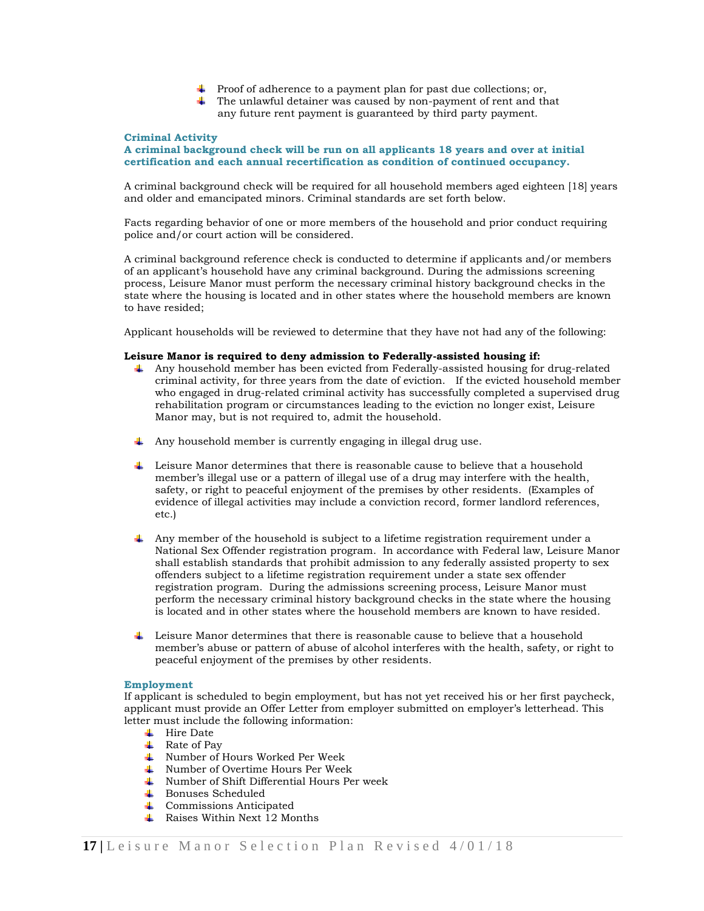- Proof of adherence to a payment plan for past due collections; or,
- The unlawful detainer was caused by non-payment of rent and that any future rent payment is guaranteed by third party payment.

### Criminal Activity

**A criminal background check will be run on all applicants 18 years and over at initial certification and each annual recertification as condition of continued occupancy.**

A criminal background check will be required for all household members aged eighteen [18] years and older and emancipated minors. Criminal standards are set forth below.

Facts regarding behavior of one or more members of the household and prior conduct requiring police and/or court action will be considered.

A criminal background reference check is conducted to determine if applicants and/or members of an applicant's household have any criminal background. During the admissions screening process, Leisure Manor must perform the necessary criminal history background checks in the state where the housing is located and in other states where the household members are known to have resided;

Applicant households will be reviewed to determine that they have not had any of the following:

**Leisure Manor is required to deny admission to Federally-assisted housing if:**

- Any household member has been evicted from Federally-assisted housing for drug-related criminal activity, for three years from the date of eviction. If the evicted household member who engaged in drug-related criminal activity has successfully completed a supervised drug rehabilitation program or circumstances leading to the eviction no longer exist, Leisure Manor may, but is not required to, admit the household.
- Any household member is currently engaging in illegal drug use.
- Leisure Manor determines that there is reasonable cause to believe that a household member's illegal use or a pattern of illegal use of a drug may interfere with the health, safety, or right to peaceful enjoyment of the premises by other residents. (Examples of evidence of illegal activities may include a conviction record, former landlord references, etc.)
- Any member of the household is subject to a lifetime registration requirement under a National Sex Offender registration program. In accordance with Federal law, Leisure Manor shall establish standards that prohibit admission to any federally assisted property to sex offenders subject to a lifetime registration requirement under a state sex offender registration program. During the admissions screening process, Leisure Manor must perform the necessary criminal history background checks in the state where the housing is located and in other states where the household members are known to have resided.
- Leisure Manor determines that there is reasonable cause to believe that a household member's abuse or pattern of abuse of alcohol interferes with the health, safety, or right to peaceful enjoyment of the premises by other residents.

### Employment

If applicant is scheduled to begin employment, but has not yet received his or her first paycheck, applicant must provide an Offer Letter from employer submitted on employer's letterhead. This letter must include the following information:

- Hire Date
- Rate of Pay
- Number of Hours Worked Per Week
- Number of Overtime Hours Per Week
- Number of Shift Differential Hours Per week
- Bonuses Scheduled
- Commissions Anticipated
- Raises Within Next 12 Months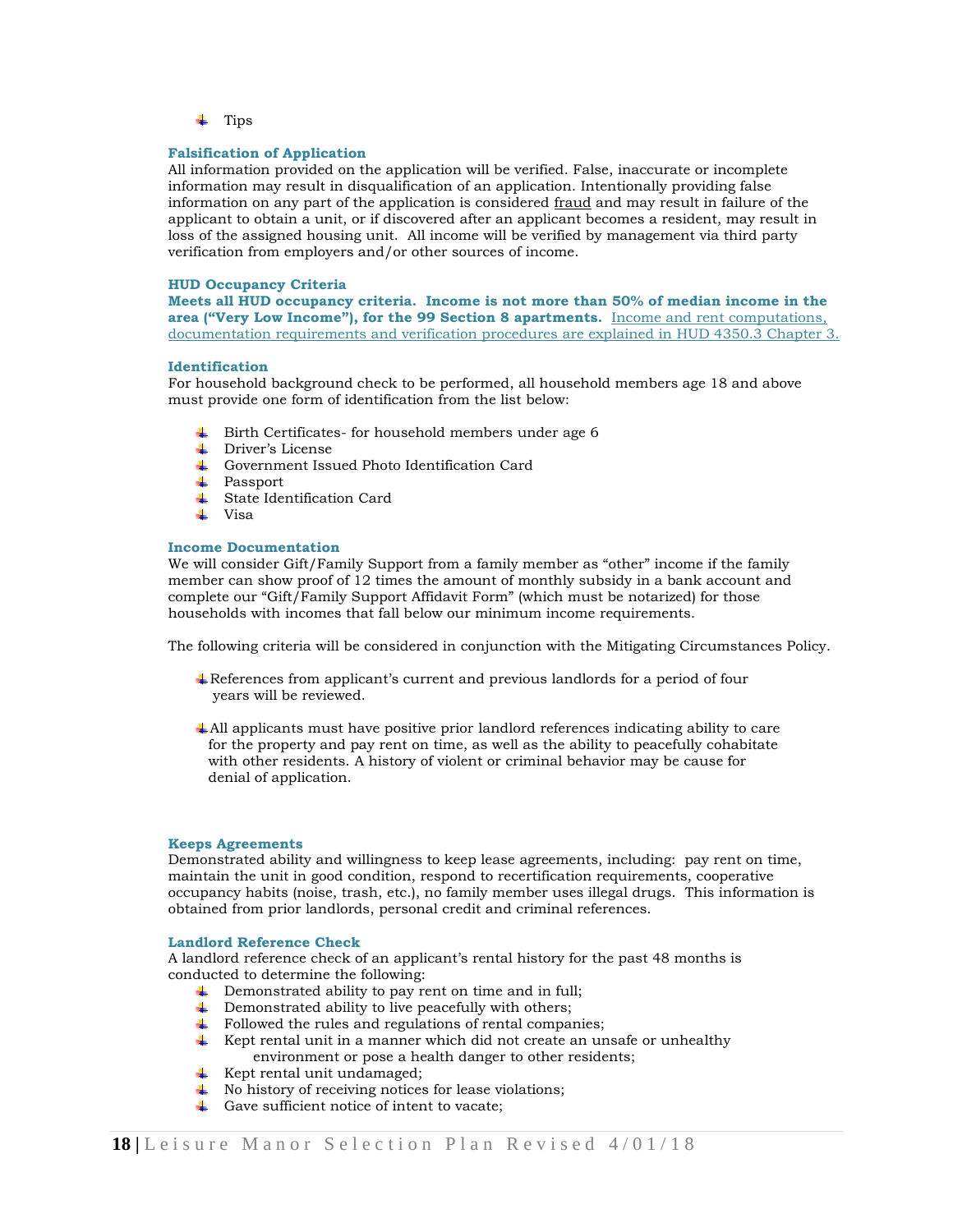- Tips

### Falsification of Application

All information provided on the application will be verified. False, inaccurate or incomplete information may result in disqualification of an application. Intentionally providing false information on any part of the application is considered fraud and may result in failure of the applicant to obtain a unit, or if discovered after an applicant becomes a resident, may result in loss of the assigned housing unit. All income will be verified by management via third party verification from employers and/or other sources of income.

### HUD Occupancy Criteria

**Meets all HUD occupancy criteria. Income is not more than 50% of median income in the area ("Very Low Income"), for the 99 Section 8 apartments.** Income and rent computations, documentation requirements and verification procedures are explained in HUD 4350.3 Chapter 3.

### Identification

For household background check to be performed, all household members age 18 and above must provide one form of identification from the list below:

- Birth Certificates- for household members under age 6
- Driver's License
- Government Issued Photo Identification Card
- Passport
- State Identification Card
- Visa

### Income Documentation

We will consider Gift/Family Support from a family member as "other" income if the family member can show proof of 12 times the amount of monthly subsidy in a bank account and complete our "Gift/Family Support Affidavit Form" (which must be notarized) for those households with incomes that fall below our minimum income requirements.

The following criteria will be considered in conjunction with the Mitigating Circumstances Policy.

- References from applicant's current and previous landlords for a period of four years will be reviewed.

- All applicants must have positive prior landlord references indicating ability to care for the property and pay rent on time, as well as the ability to peacefully cohabitate with other residents. A history of violent or criminal behavior may be cause for denial of application.

### Keeps Agreements

Demonstrated ability and willingness to keep lease agreements, including: pay rent on time, maintain the unit in good condition, respond to recertification requirements, cooperative occupancy habits (noise, trash, etc.), no family member uses illegal drugs. This information is obtained from prior landlords, personal credit and criminal references.

### Landlord Reference Check

A landlord reference check of an applicant's rental history for the past 48 months is conducted to determine the following:

- Demonstrated ability to pay rent on time and in full;
- Demonstrated ability to live peacefully with others;
- Followed the rules and regulations of rental companies;
- Kept rental unit in a manner which did not create an unsafe or unhealthy environment or pose a health danger to other residents;
- Kept rental unit undamaged;
- No history of receiving notices for lease violations;
- Gave sufficient notice of intent to vacate;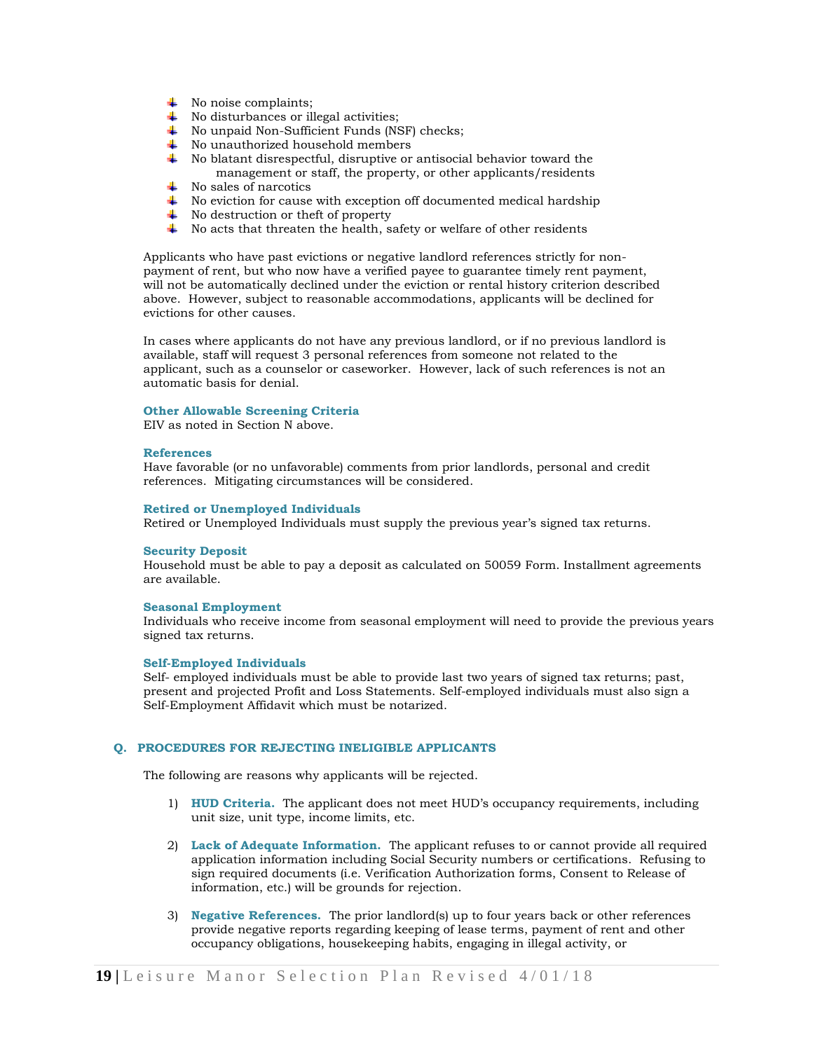- No noise complaints;
- No disturbances or illegal activities;
- No unpaid Non-Sufficient Funds (NSF) checks;
- No unauthorized household members
- No blatant disrespectful, disruptive or antisocial behavior toward the management or staff, the property, or other applicants/residents
- No sales of narcotics
- No eviction for cause with exception off documented medical hardship
- No destruction or theft of property
- No acts that threaten the health, safety or welfare of other residents

Applicants who have past evictions or negative landlord references strictly for non-payment of rent, but who now have a verified payee to guarantee timely rent payment, will not be automatically declined under the eviction or rental history criterion described above. However, subject to reasonable accommodations, applicants will be declined for evictions for other causes.

In cases where applicants do not have any previous landlord, or if no previous landlord is available, staff will request 3 personal references from someone not related to the applicant, such as a counselor or caseworker. However, lack of such references is not an automatic basis for denial.

#### Other Allowable Screening Criteria

EIV as noted in Section N above.

#### References

Have favorable (or no unfavorable) comments from prior landlords, personal and credit references. Mitigating circumstances will be considered.

#### Retired or Unemployed Individuals

Retired or Unemployed Individuals must supply the previous year's signed tax returns.

#### Security Deposit

Household must be able to pay a deposit as calculated on 50059 Form. Installment agreements are available.

#### Seasonal Employment

Individuals who receive income from seasonal employment will need to provide the previous years signed tax returns.

#### Self-Employed Individuals

Self- employed individuals must be able to provide last two years of signed tax returns; past, present and projected Profit and Loss Statements. Self-employed individuals must also sign a Self-Employment Affidavit which must be notarized.

### Q. PROCEDURES FOR REJECTING INELIGIBLE APPLICANTS

The following are reasons why applicants will be rejected.

1) **HUD Criteria.** The applicant does not meet HUD's occupancy requirements, including unit size, unit type, income limits, etc.

2) **Lack of Adequate Information.** The applicant refuses to or cannot provide all required application information including Social Security numbers or certifications. Refusing to sign required documents (i.e. Verification Authorization forms, Consent to Release of information, etc.) will be grounds for rejection.

3) **Negative References.** The prior landlord(s) up to four years back or other references provide negative reports regarding keeping of lease terms, payment of rent and other occupancy obligations, housekeeping habits, engaging in illegal activity, or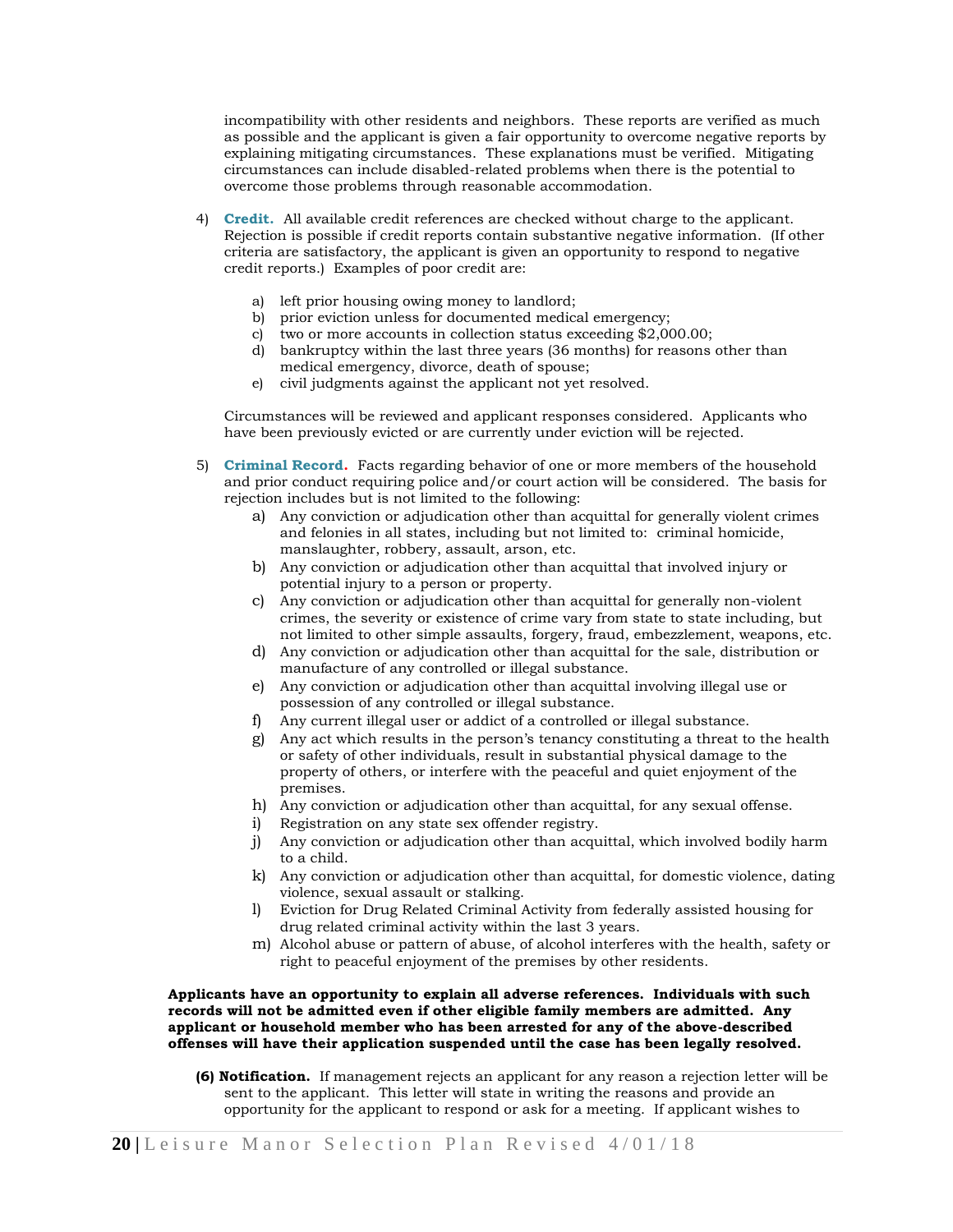incompatibility with other residents and neighbors. These reports are verified as much as possible and the applicant is given a fair opportunity to overcome negative reports by explaining mitigating circumstances. These explanations must be verified. Mitigating circumstances can include disabled-related problems when there is the potential to overcome those problems through reasonable accommodation.

4) **Credit.** All available credit references are checked without charge to the applicant. Rejection is possible if credit reports contain substantive negative information. (If other criteria are satisfactory, the applicant is given an opportunity to respond to negative credit reports.) Examples of poor credit are:

   a) left prior housing owing money to landlord;
   b) prior eviction unless for documented medical emergency;
   c) two or more accounts in collection status exceeding $2,000.00;
   d) bankruptcy within the last three years (36 months) for reasons other than medical emergency, divorce, death of spouse;
   e) civil judgments against the applicant not yet resolved.

   Circumstances will be reviewed and applicant responses considered. Applicants who have been previously evicted or are currently under eviction will be rejected.

5) **Criminal Record.** Facts regarding behavior of one or more members of the household and prior conduct requiring police and/or court action will be considered. The basis for rejection includes but is not limited to the following:

   a) Any conviction or adjudication other than acquittal for generally violent crimes and felonies in all states, including but not limited to: criminal homicide, manslaughter, robbery, assault, arson, etc.
   b) Any conviction or adjudication other than acquittal that involved injury or potential injury to a person or property.
   c) Any conviction or adjudication other than acquittal for generally non-violent crimes, the severity or existence of crime vary from state to state including, but not limited to other simple assaults, forgery, fraud, embezzlement, weapons, etc.
   d) Any conviction or adjudication other than acquittal for the sale, distribution or manufacture of any controlled or illegal substance.
   e) Any conviction or adjudication other than acquittal involving illegal use or possession of any controlled or illegal substance.
   f) Any current illegal user or addict of a controlled or illegal substance.
   g) Any act which results in the person's tenancy constituting a threat to the health or safety of other individuals, result in substantial physical damage to the property of others, or interfere with the peaceful and quiet enjoyment of the premises.
   h) Any conviction or adjudication other than acquittal, for any sexual offense.
   i) Registration on any state sex offender registry.
   j) Any conviction or adjudication other than acquittal, which involved bodily harm to a child.
   k) Any conviction or adjudication other than acquittal, for domestic violence, dating violence, sexual assault or stalking.
   l) Eviction for Drug Related Criminal Activity from federally assisted housing for drug related criminal activity within the last 3 years.
   m) Alcohol abuse or pattern of abuse, of alcohol interferes with the health, safety or right to peaceful enjoyment of the premises by other residents.

**Applicants have an opportunity to explain all adverse references. Individuals with such records will not be admitted even if other eligible family members are admitted. Any applicant or household member who has been arrested for any of the above-described offenses will have their application suspended until the case has been legally resolved.**

**(6) Notification.** If management rejects an applicant for any reason a rejection letter will be sent to the applicant. This letter will state in writing the reasons and provide an opportunity for the applicant to respond or ask for a meeting. If applicant wishes to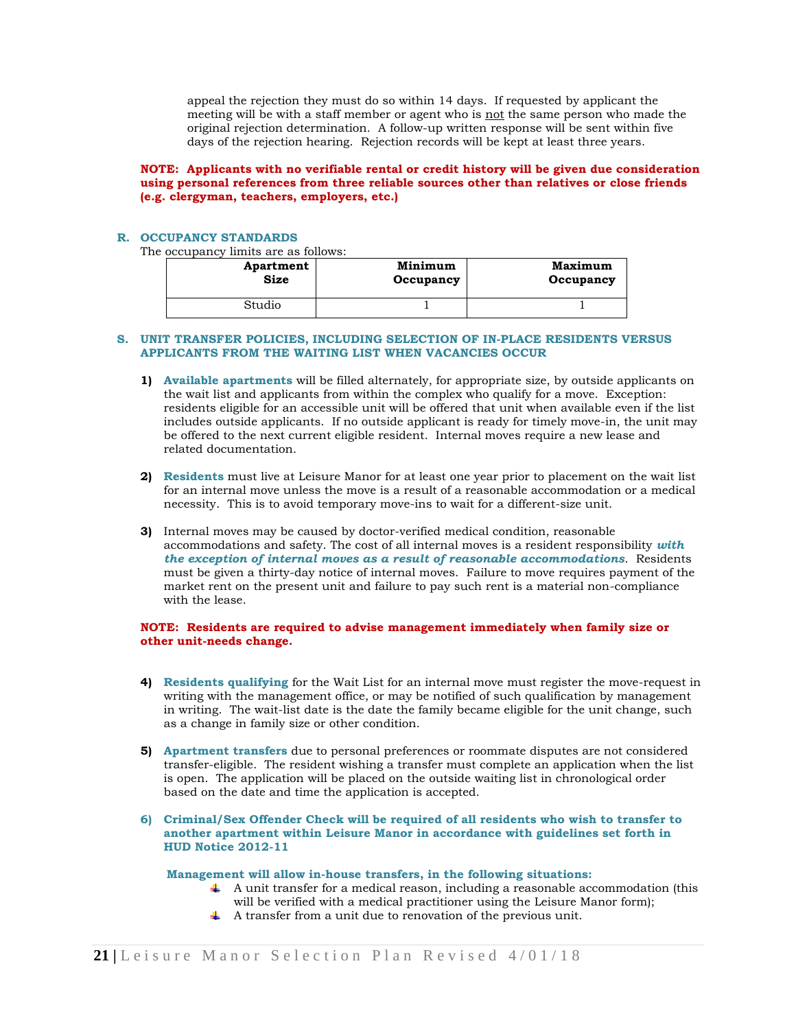appeal the rejection they must do so within 14 days. If requested by applicant the meeting will be with a staff member or agent who is not the same person who made the original rejection determination. A follow-up written response will be sent within five days of the rejection hearing. Rejection records will be kept at least three years.

**NOTE: Applicants with no verifiable rental or credit history will be given due consideration using personal references from three reliable sources other than relatives or close friends (e.g. clergyman, teachers, employers, etc.)**

### R. OCCUPANCY STANDARDS

The occupancy limits are as follows:

| Apartment Size | Minimum Occupancy | Maximum Occupancy |
|---|---|---|
| Studio | 1 | 1 |

### S. UNIT TRANSFER POLICIES, INCLUDING SELECTION OF IN-PLACE RESIDENTS VERSUS APPLICANTS FROM THE WAITING LIST WHEN VACANCIES OCCUR

1) **Available apartments** will be filled alternately, for appropriate size, by outside applicants on the wait list and applicants from within the complex who qualify for a move. Exception: residents eligible for an accessible unit will be offered that unit when available even if the list includes outside applicants. If no outside applicant is ready for timely move-in, the unit may be offered to the next current eligible resident. Internal moves require a new lease and related documentation.

2) **Residents** must live at Leisure Manor for at least one year prior to placement on the wait list for an internal move unless the move is a result of a reasonable accommodation or a medical necessity. This is to avoid temporary move-ins to wait for a different-size unit.

3) Internal moves may be caused by doctor-verified medical condition, reasonable accommodations and safety. The cost of all internal moves is a resident responsibility ***with the exception of internal moves as a result of reasonable accommodations***. Residents must be given a thirty-day notice of internal moves. Failure to move requires payment of the market rent on the present unit and failure to pay such rent is a material non-compliance with the lease.

**NOTE: Residents are required to advise management immediately when family size or other unit-needs change.**

4) **Residents qualifying** for the Wait List for an internal move must register the move-request in writing with the management office, or may be notified of such qualification by management in writing. The wait-list date is the date the family became eligible for the unit change, such as a change in family size or other condition.

5) **Apartment transfers** due to personal preferences or roommate disputes are not considered transfer-eligible. The resident wishing a transfer must complete an application when the list is open. The application will be placed on the outside waiting list in chronological order based on the date and time the application is accepted.

6) **Criminal/Sex Offender Check will be required of all residents who wish to transfer to another apartment within Leisure Manor in accordance with guidelines set forth in HUD Notice 2012-11**

**Management will allow in-house transfers, in the following situations:**

- A unit transfer for a medical reason, including a reasonable accommodation (this will be verified with a medical practitioner using the Leisure Manor form);
- A transfer from a unit due to renovation of the previous unit.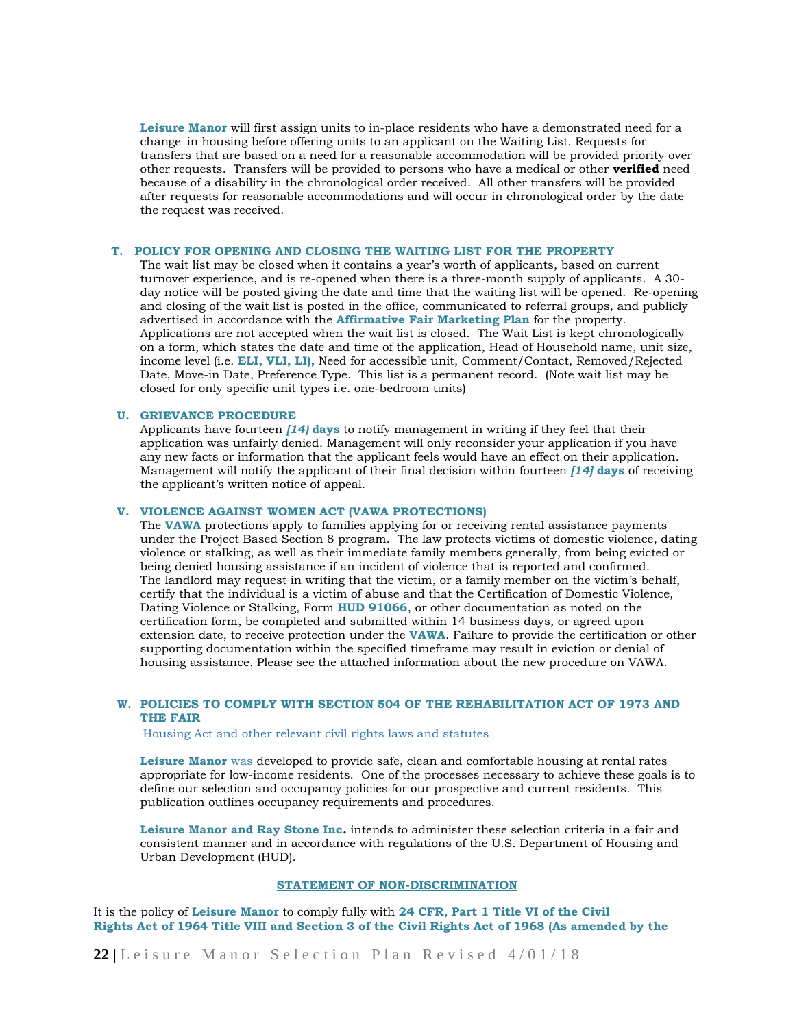**Leisure Manor** will first assign units to in-place residents who have a demonstrated need for a change in housing before offering units to an applicant on the Waiting List. Requests for transfers that are based on a need for a reasonable accommodation will be provided priority over other requests. Transfers will be provided to persons who have a medical or other **verified** need because of a disability in the chronological order received. All other transfers will be provided after requests for reasonable accommodations and will occur in chronological order by the date the request was received.

## T. POLICY FOR OPENING AND CLOSING THE WAITING LIST FOR THE PROPERTY

The wait list may be closed when it contains a year's worth of applicants, based on current turnover experience, and is re-opened when there is a three-month supply of applicants. A 30-day notice will be posted giving the date and time that the waiting list will be opened. Re-opening and closing of the wait list is posted in the office, communicated to referral groups, and publicly advertised in accordance with the **Affirmative Fair Marketing Plan** for the property. Applications are not accepted when the wait list is closed. The Wait List is kept chronologically on a form, which states the date and time of the application, Head of Household name, unit size, income level (i.e. **ELI, VLI, LI),** Need for accessible unit, Comment/Contact, Removed/Rejected Date, Move-in Date, Preference Type. This list is a permanent record. (Note wait list may be closed for only specific unit types i.e. one-bedroom units)

## U. GRIEVANCE PROCEDURE

Applicants have fourteen ***[14)* days** to notify management in writing if they feel that their application was unfairly denied. Management will only reconsider your application if you have any new facts or information that the applicant feels would have an effect on their application. Management will notify the applicant of their final decision within fourteen ***[14]* days** of receiving the applicant's written notice of appeal.

## V. VIOLENCE AGAINST WOMEN ACT (VAWA PROTECTIONS)

The **VAWA** protections apply to families applying for or receiving rental assistance payments under the Project Based Section 8 program. The law protects victims of domestic violence, dating violence or stalking, as well as their immediate family members generally, from being evicted or being denied housing assistance if an incident of violence that is reported and confirmed. The landlord may request in writing that the victim, or a family member on the victim's behalf, certify that the individual is a victim of abuse and that the Certification of Domestic Violence, Dating Violence or Stalking, Form **HUD 91066**, or other documentation as noted on the certification form, be completed and submitted within 14 business days, or agreed upon extension date, to receive protection under the **VAWA**. Failure to provide the certification or other supporting documentation within the specified timeframe may result in eviction or denial of housing assistance. Please see the attached information about the new procedure on VAWA.

## W. POLICIES TO COMPLY WITH SECTION 504 OF THE REHABILITATION ACT OF 1973 AND THE FAIR

Housing Act and other relevant civil rights laws and statutes

**Leisure Manor** was developed to provide safe, clean and comfortable housing at rental rates appropriate for low-income residents. One of the processes necessary to achieve these goals is to define our selection and occupancy policies for our prospective and current residents. This publication outlines occupancy requirements and procedures.

**Leisure Manor and Ray Stone Inc.** intends to administer these selection criteria in a fair and consistent manner and in accordance with regulations of the U.S. Department of Housing and Urban Development (HUD).

**STATEMENT OF NON-DISCRIMINATION**

It is the policy of **Leisure Manor** to comply fully with **24 CFR, Part 1 Title VI of the Civil Rights Act of 1964 Title VIII and Section 3 of the Civil Rights Act of 1968 (As amended by the**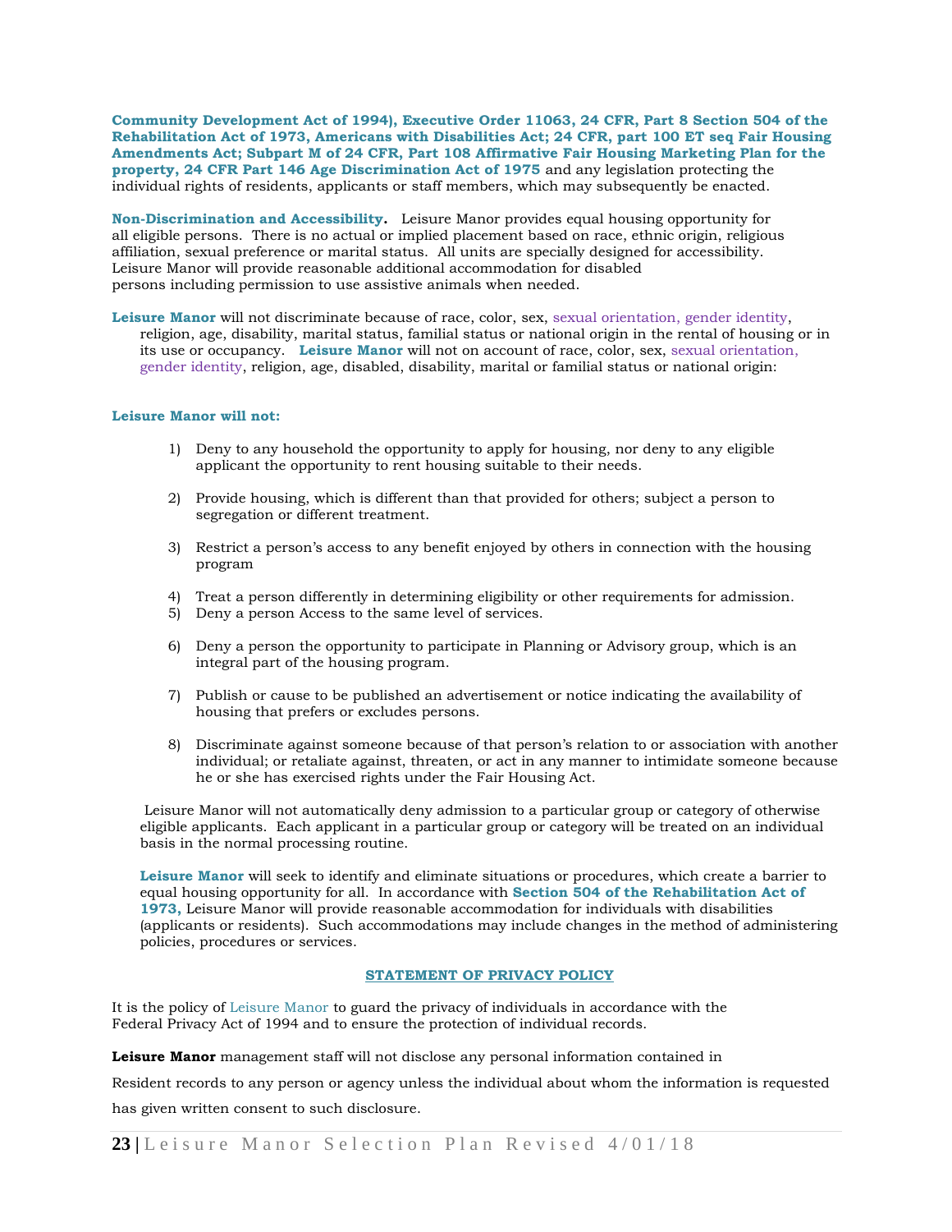**Community Development Act of 1994), Executive Order 11063, 24 CFR, Part 8 Section 504 of the Rehabilitation Act of 1973, Americans with Disabilities Act; 24 CFR, part 100 ET seq Fair Housing Amendments Act; Subpart M of 24 CFR, Part 108 Affirmative Fair Housing Marketing Plan for the property, 24 CFR Part 146 Age Discrimination Act of 1975** and any legislation protecting the individual rights of residents, applicants or staff members, which may subsequently be enacted.

**Non-Discrimination and Accessibility.** Leisure Manor provides equal housing opportunity for all eligible persons. There is no actual or implied placement based on race, ethnic origin, religious affiliation, sexual preference or marital status. All units are specially designed for accessibility. Leisure Manor will provide reasonable additional accommodation for disabled persons including permission to use assistive animals when needed.

**Leisure Manor** will not discriminate because of race, color, sex, sexual orientation, gender identity, religion, age, disability, marital status, familial status or national origin in the rental of housing or in its use or occupancy. **Leisure Manor** will not on account of race, color, sex, sexual orientation, gender identity, religion, age, disabled, disability, marital or familial status or national origin:

**Leisure Manor will not:**

1) Deny to any household the opportunity to apply for housing, nor deny to any eligible applicant the opportunity to rent housing suitable to their needs.

2) Provide housing, which is different than that provided for others; subject a person to segregation or different treatment.

3) Restrict a person's access to any benefit enjoyed by others in connection with the housing program

4) Treat a person differently in determining eligibility or other requirements for admission.
5) Deny a person Access to the same level of services.

6) Deny a person the opportunity to participate in Planning or Advisory group, which is an integral part of the housing program.

7) Publish or cause to be published an advertisement or notice indicating the availability of housing that prefers or excludes persons.

8) Discriminate against someone because of that person's relation to or association with another individual; or retaliate against, threaten, or act in any manner to intimidate someone because he or she has exercised rights under the Fair Housing Act.

Leisure Manor will not automatically deny admission to a particular group or category of otherwise eligible applicants. Each applicant in a particular group or category will be treated on an individual basis in the normal processing routine.

**Leisure Manor** will seek to identify and eliminate situations or procedures, which create a barrier to equal housing opportunity for all. In accordance with **Section 504 of the Rehabilitation Act of 1973,** Leisure Manor will provide reasonable accommodation for individuals with disabilities (applicants or residents). Such accommodations may include changes in the method of administering policies, procedures or services.

## STATEMENT OF PRIVACY POLICY

It is the policy of Leisure Manor to guard the privacy of individuals in accordance with the Federal Privacy Act of 1994 and to ensure the protection of individual records.

**Leisure Manor** management staff will not disclose any personal information contained in Resident records to any person or agency unless the individual about whom the information is requested has given written consent to such disclosure.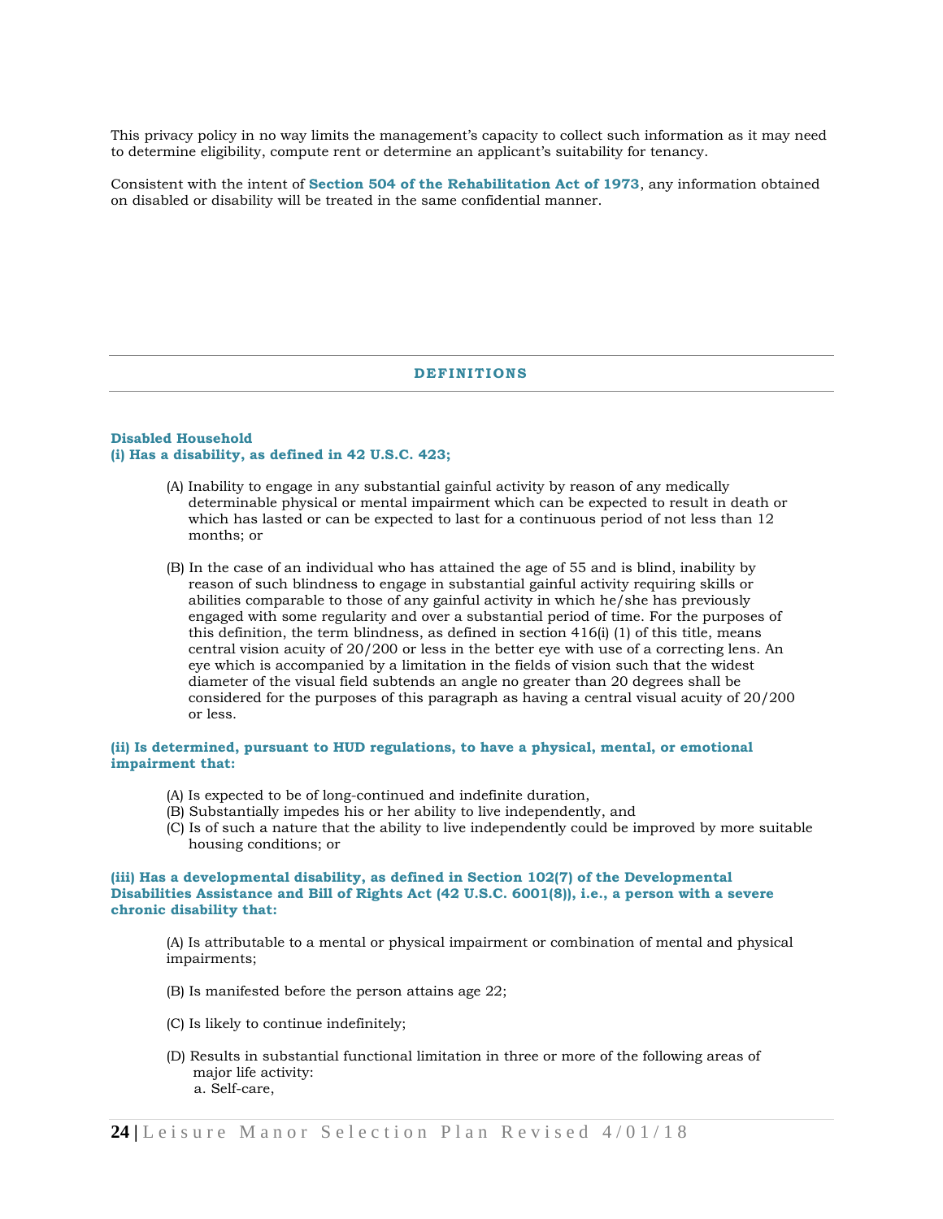This privacy policy in no way limits the management's capacity to collect such information as it may need to determine eligibility, compute rent or determine an applicant's suitability for tenancy.

Consistent with the intent of **Section 504 of the Rehabilitation Act of 1973**, any information obtained on disabled or disability will be treated in the same confidential manner.

## DEFINITIONS

**Disabled Household**
**(i) Has a disability, as defined in 42 U.S.C. 423;**

(A) Inability to engage in any substantial gainful activity by reason of any medically determinable physical or mental impairment which can be expected to result in death or which has lasted or can be expected to last for a continuous period of not less than 12 months; or

(B) In the case of an individual who has attained the age of 55 and is blind, inability by reason of such blindness to engage in substantial gainful activity requiring skills or abilities comparable to those of any gainful activity in which he/she has previously engaged with some regularity and over a substantial period of time. For the purposes of this definition, the term blindness, as defined in section 416(i) (1) of this title, means central vision acuity of 20/200 or less in the better eye with use of a correcting lens. An eye which is accompanied by a limitation in the fields of vision such that the widest diameter of the visual field subtends an angle no greater than 20 degrees shall be considered for the purposes of this paragraph as having a central visual acuity of 20/200 or less.

**(ii) Is determined, pursuant to HUD regulations, to have a physical, mental, or emotional impairment that:**

(A) Is expected to be of long-continued and indefinite duration,
(B) Substantially impedes his or her ability to live independently, and
(C) Is of such a nature that the ability to live independently could be improved by more suitable housing conditions; or

**(iii) Has a developmental disability, as defined in Section 102(7) of the Developmental Disabilities Assistance and Bill of Rights Act (42 U.S.C. 6001(8)), i.e., a person with a severe chronic disability that:**

(A) Is attributable to a mental or physical impairment or combination of mental and physical impairments;

(B) Is manifested before the person attains age 22;

(C) Is likely to continue indefinitely;

(D) Results in substantial functional limitation in three or more of the following areas of major life activity:
a. Self-care,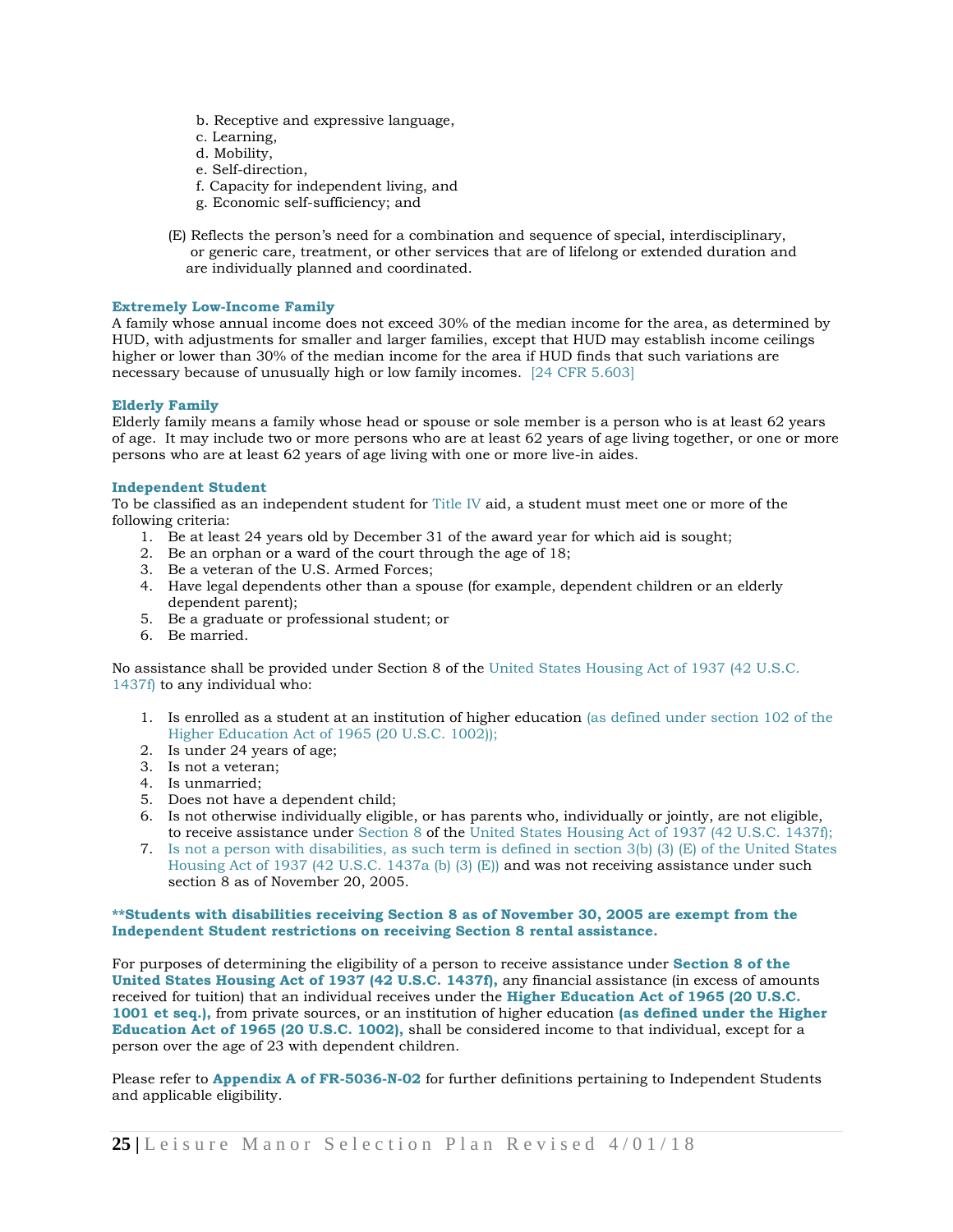b. Receptive and expressive language,
c. Learning,
d. Mobility,
e. Self-direction,
f. Capacity for independent living, and
g. Economic self-sufficiency; and

(E) Reflects the person's need for a combination and sequence of special, interdisciplinary, or generic care, treatment, or other services that are of lifelong or extended duration and are individually planned and coordinated.

**Extremely Low-Income Family**
A family whose annual income does not exceed 30% of the median income for the area, as determined by HUD, with adjustments for smaller and larger families, except that HUD may establish income ceilings higher or lower than 30% of the median income for the area if HUD finds that such variations are necessary because of unusually high or low family incomes. [24 CFR 5.603]

**Elderly Family**
Elderly family means a family whose head or spouse or sole member is a person who is at least 62 years of age. It may include two or more persons who are at least 62 years of age living together, or one or more persons who are at least 62 years of age living with one or more live-in aides.

**Independent Student**
To be classified as an independent student for Title IV aid, a student must meet one or more of the following criteria:

1. Be at least 24 years old by December 31 of the award year for which aid is sought;
2. Be an orphan or a ward of the court through the age of 18;
3. Be a veteran of the U.S. Armed Forces;
4. Have legal dependents other than a spouse (for example, dependent children or an elderly dependent parent);
5. Be a graduate or professional student; or
6. Be married.

No assistance shall be provided under Section 8 of the United States Housing Act of 1937 (42 U.S.C. 1437f) to any individual who:

1. Is enrolled as a student at an institution of higher education (as defined under section 102 of the Higher Education Act of 1965 (20 U.S.C. 1002));
2. Is under 24 years of age;
3. Is not a veteran;
4. Is unmarried;
5. Does not have a dependent child;
6. Is not otherwise individually eligible, or has parents who, individually or jointly, are not eligible, to receive assistance under Section 8 of the United States Housing Act of 1937 (42 U.S.C. 1437f);
7. Is not a person with disabilities, as such term is defined in section 3(b) (3) (E) of the United States Housing Act of 1937 (42 U.S.C. 1437a (b) (3) (E)) and was not receiving assistance under such section 8 as of November 20, 2005.

****Students with disabilities receiving Section 8 as of November 30, 2005 are exempt from the Independent Student restrictions on receiving Section 8 rental assistance.**

For purposes of determining the eligibility of a person to receive assistance under **Section 8 of the United States Housing Act of 1937 (42 U.S.C. 1437f),** any financial assistance (in excess of amounts received for tuition) that an individual receives under the **Higher Education Act of 1965 (20 U.S.C. 1001 et seq.),** from private sources, or an institution of higher education **(as defined under the Higher Education Act of 1965 (20 U.S.C. 1002),** shall be considered income to that individual, except for a person over the age of 23 with dependent children.

Please refer to **Appendix A of FR-5036-N-02** for further definitions pertaining to Independent Students and applicable eligibility.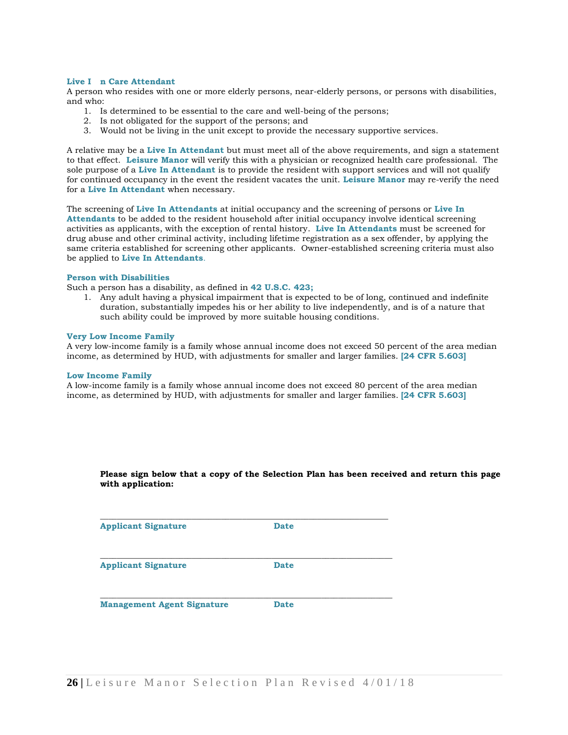**Live In Care Attendant**
A person who resides with one or more elderly persons, near-elderly persons, or persons with disabilities, and who:

1. Is determined to be essential to the care and well-being of the persons;
2. Is not obligated for the support of the persons; and
3. Would not be living in the unit except to provide the necessary supportive services.

A relative may be a **Live In Attendant** but must meet all of the above requirements, and sign a statement to that effect. **Leisure Manor** will verify this with a physician or recognized health care professional. The sole purpose of a **Live In Attendant** is to provide the resident with support services and will not qualify for continued occupancy in the event the resident vacates the unit. **Leisure Manor** may re-verify the need for a **Live In Attendant** when necessary.

The screening of **Live In Attendants** at initial occupancy and the screening of persons or **Live In Attendants** to be added to the resident household after initial occupancy involve identical screening activities as applicants, with the exception of rental history. **Live In Attendants** must be screened for drug abuse and other criminal activity, including lifetime registration as a sex offender, by applying the same criteria established for screening other applicants. Owner-established screening criteria must also be applied to **Live In Attendants**.

**Person with Disabilities**
Such a person has a disability, as defined in **42 U.S.C. 423;**

1. Any adult having a physical impairment that is expected to be of long, continued and indefinite duration, substantially impedes his or her ability to live independently, and is of a nature that such ability could be improved by more suitable housing conditions.

**Very Low Income Family**
A very low-income family is a family whose annual income does not exceed 50 percent of the area median income, as determined by HUD, with adjustments for smaller and larger families. **[24 CFR 5.603]**

**Low Income Family**
A low-income family is a family whose annual income does not exceed 80 percent of the area median income, as determined by HUD, with adjustments for smaller and larger families. **[24 CFR 5.603]**

**Please sign below that a copy of the Selection Plan has been received and return this page with application:**

\_\_\_\_\_\_\_\_\_\_\_\_\_\_\_\_\_\_\_\_\_\_\_\_\_\_\_\_\_\_\_\_\_\_\_\_\_\_\_\_\_\_\_\_\_\_\_\_\_\_\_\_\_\_\_\_\_\_\_\_
**Applicant Signature** **Date**

\_\_\_\_\_\_\_\_\_\_\_\_\_\_\_\_\_\_\_\_\_\_\_\_\_\_\_\_\_\_\_\_\_\_\_\_\_\_\_\_\_\_\_\_\_\_\_\_\_\_\_\_\_\_\_\_\_\_\_\_
**Applicant Signature** **Date**

\_\_\_\_\_\_\_\_\_\_\_\_\_\_\_\_\_\_\_\_\_\_\_\_\_\_\_\_\_\_\_\_\_\_\_\_\_\_\_\_\_\_\_\_\_\_\_\_\_\_\_\_\_\_\_\_\_\_\_\_
**Management Agent Signature** **Date**